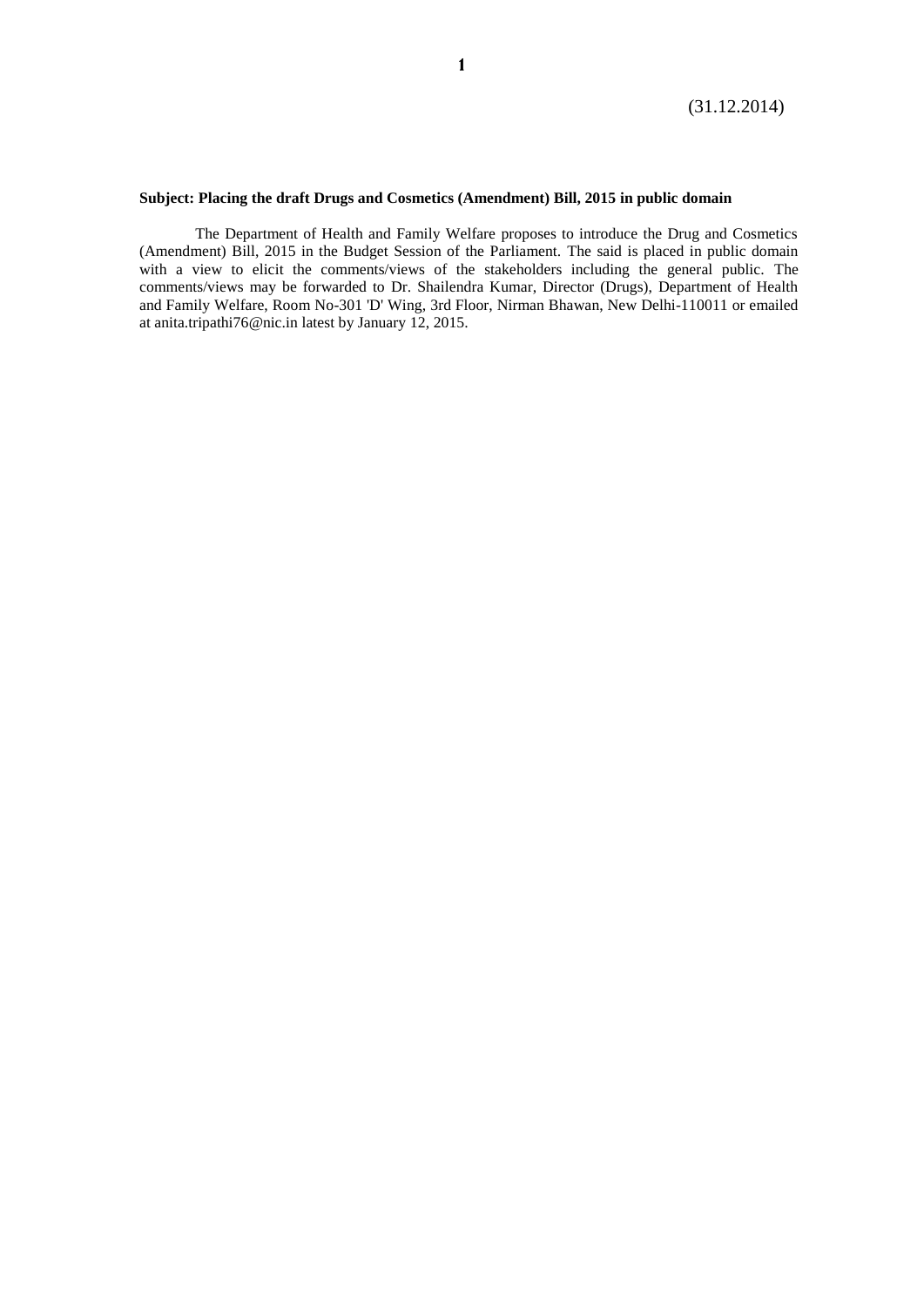(31.12.2014)

**Subject: Placing the draft Drugs and Cosmetics (Amendment) Bill, 2015 in public domain**

The Department of Health and Family Welfare proposes to introduce the Drug and Cosmetics (Amendment) Bill, 2015 in the Budget Session of the Parliament. The said is placed in public domain with a view to elicit the comments/views of the stakeholders including the general public. The comments/views may be forwarded to Dr. Shailendra Kumar, Director (Drugs), Department of Health and Family Welfare, Room No-301 'D' Wing, 3rd Floor, Nirman Bhawan, New Delhi-110011 or emailed at anita.tripathi76@nic.in latest by January 12, 2015.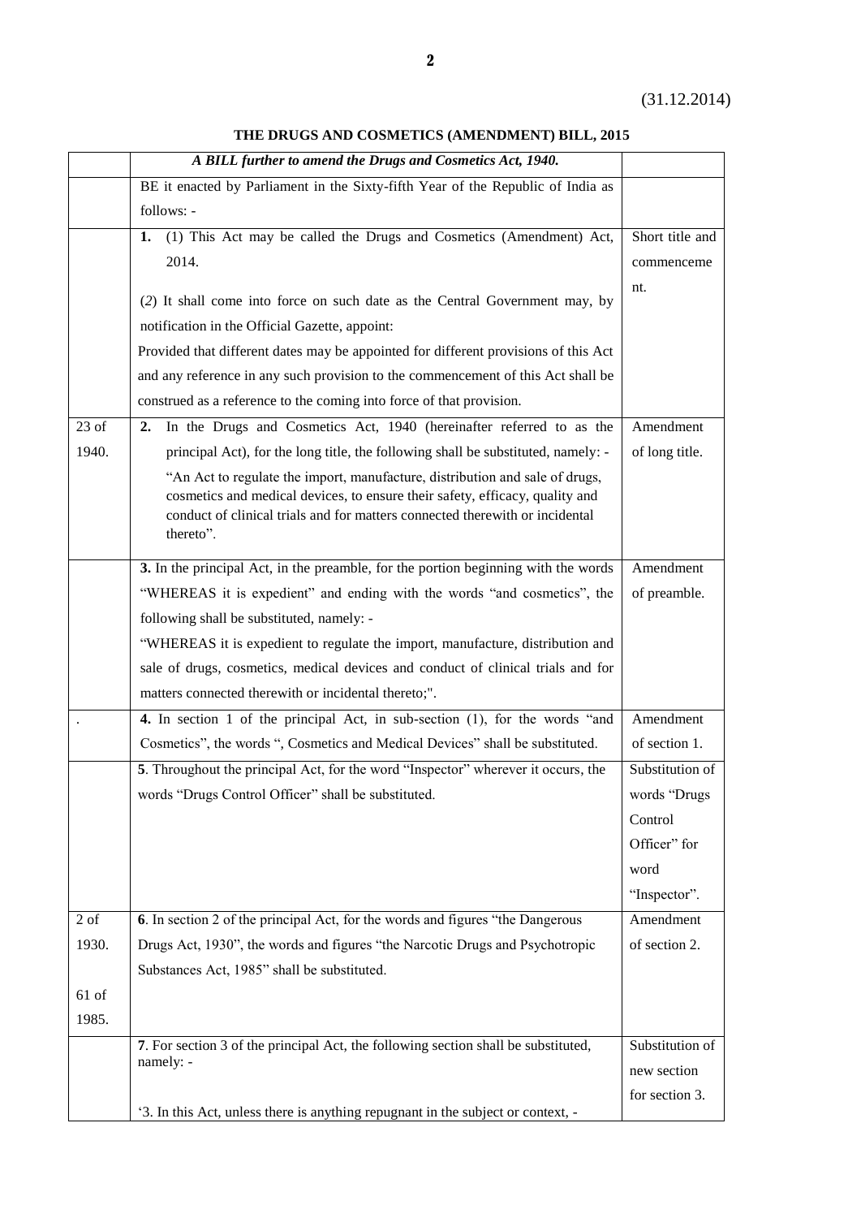(31.12.2014)

**THE DRUGS AND COSMETICS (AMENDMENT) BILL, 2015**

| | | |
|---|---|---|
| | ***A BILL further to amend the Drugs and Cosmetics Act, 1940.*** | |
| | BE it enacted by Parliament in the Sixty-fifth Year of the Republic of India as follows: - | |
| | **1.** (1) This Act may be called the Drugs and Cosmetics (Amendment) Act, 2014.<br><br>(*2*) It shall come into force on such date as the Central Government may, by notification in the Official Gazette, appoint:<br>Provided that different dates may be appointed for different provisions of this Act and any reference in any such provision to the commencement of this Act shall be construed as a reference to the coming into force of that provision. | Short title and commencement. |
| 23 of 1940. | **2.** In the Drugs and Cosmetics Act, 1940 (hereinafter referred to as the principal Act), for the long title, the following shall be substituted, namely: -<br>"An Act to regulate the import, manufacture, distribution and sale of drugs, cosmetics and medical devices, to ensure their safety, efficacy, quality and conduct of clinical trials and for matters connected therewith or incidental thereto". | Amendment of long title. |
| | **3.** In the principal Act, in the preamble, for the portion beginning with the words "WHEREAS it is expedient" and ending with the words "and cosmetics", the following shall be substituted, namely: -<br>"WHEREAS it is expedient to regulate the import, manufacture, distribution and sale of drugs, cosmetics, medical devices and conduct of clinical trials and for matters connected therewith or incidental thereto;". | Amendment of preamble. |
| . | **4.** In section 1 of the principal Act, in sub-section (1), for the words "and Cosmetics", the words ", Cosmetics and Medical Devices" shall be substituted. | Amendment of section 1. |
| | **5**. Throughout the principal Act, for the word "Inspector" wherever it occurs, the words "Drugs Control Officer" shall be substituted. | Substitution of words "Drugs Control Officer" for word "Inspector". |
| 2 of 1930.<br><br>61 of 1985. | **6**. In section 2 of the principal Act, for the words and figures "the Dangerous Drugs Act, 1930", the words and figures "the Narcotic Drugs and Psychotropic Substances Act, 1985" shall be substituted. | Amendment of section 2. |
| | **7**. For section 3 of the principal Act, the following section shall be substituted, namely: -<br><br>'3. In this Act, unless there is anything repugnant in the subject or context, - | Substitution of new section for section 3. |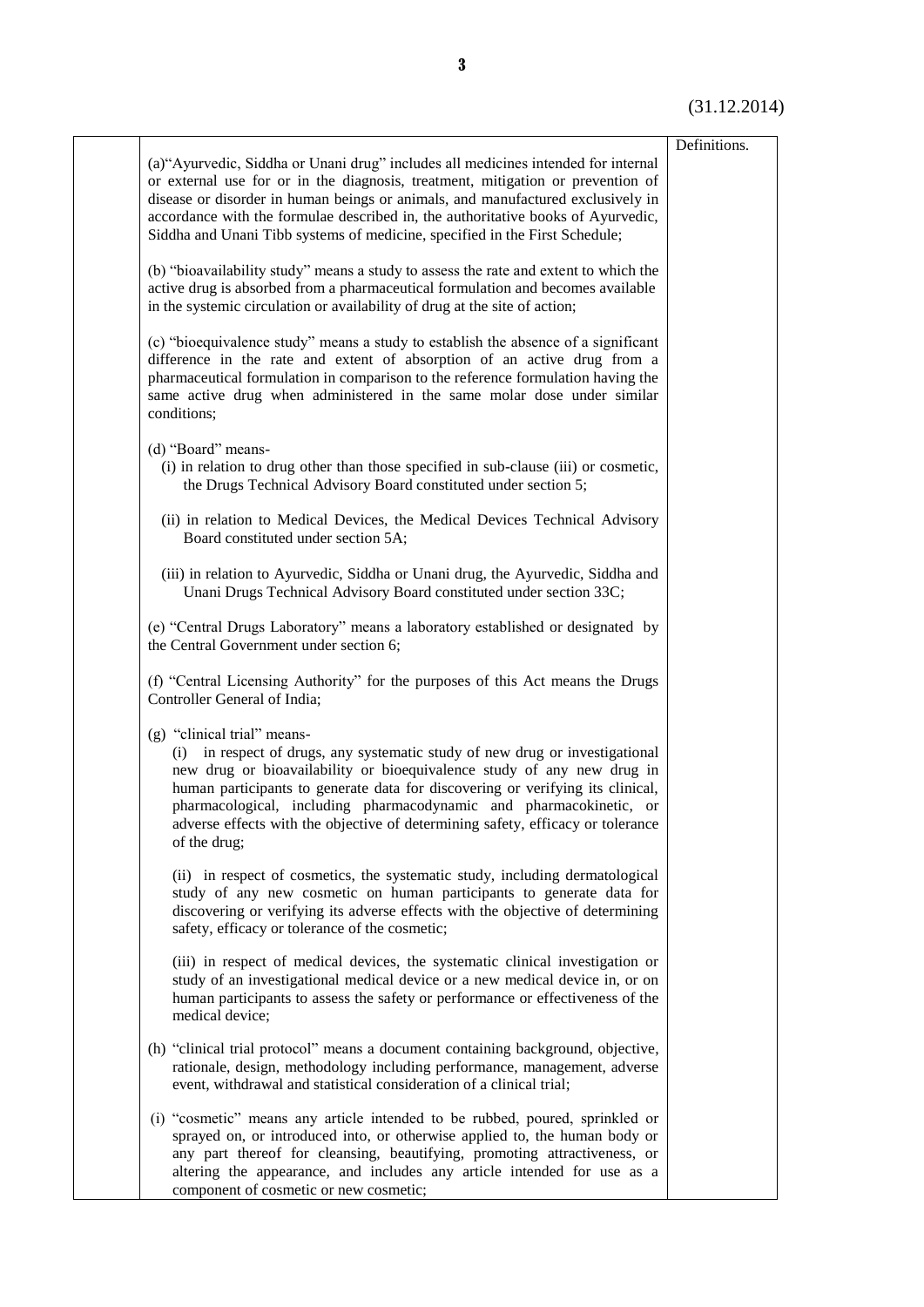Definitions.

(a) "Ayurvedic, Siddha or Unani drug" includes all medicines intended for internal or external use for or in the diagnosis, treatment, mitigation or prevention of disease or disorder in human beings or animals, and manufactured exclusively in accordance with the formulae described in, the authoritative books of Ayurvedic, Siddha and Unani Tibb systems of medicine, specified in the First Schedule;

(b) "bioavailability study" means a study to assess the rate and extent to which the active drug is absorbed from a pharmaceutical formulation and becomes available in the systemic circulation or availability of drug at the site of action;

(c) "bioequivalence study" means a study to establish the absence of a significant difference in the rate and extent of absorption of an active drug from a pharmaceutical formulation in comparison to the reference formulation having the same active drug when administered in the same molar dose under similar conditions;

(d) "Board" means-

(i) in relation to drug other than those specified in sub-clause (iii) or cosmetic, the Drugs Technical Advisory Board constituted under section 5;

(ii) in relation to Medical Devices, the Medical Devices Technical Advisory Board constituted under section 5A;

(iii) in relation to Ayurvedic, Siddha or Unani drug, the Ayurvedic, Siddha and Unani Drugs Technical Advisory Board constituted under section 33C;

(e) "Central Drugs Laboratory" means a laboratory established or designated by the Central Government under section 6;

(f) "Central Licensing Authority" for the purposes of this Act means the Drugs Controller General of India;

(g) "clinical trial" means-

(i) in respect of drugs, any systematic study of new drug or investigational new drug or bioavailability or bioequivalence study of any new drug in human participants to generate data for discovering or verifying its clinical, pharmacological, including pharmacodynamic and pharmacokinetic, or adverse effects with the objective of determining safety, efficacy or tolerance of the drug;

(ii) in respect of cosmetics, the systematic study, including dermatological study of any new cosmetic on human participants to generate data for discovering or verifying its adverse effects with the objective of determining safety, efficacy or tolerance of the cosmetic;

(iii) in respect of medical devices, the systematic clinical investigation or study of an investigational medical device or a new medical device in, or on human participants to assess the safety or performance or effectiveness of the medical device;

(h) "clinical trial protocol" means a document containing background, objective, rationale, design, methodology including performance, management, adverse event, withdrawal and statistical consideration of a clinical trial;

(i) "cosmetic" means any article intended to be rubbed, poured, sprinkled or sprayed on, or introduced into, or otherwise applied to, the human body or any part thereof for cleansing, beautifying, promoting attractiveness, or altering the appearance, and includes any article intended for use as a component of cosmetic or new cosmetic;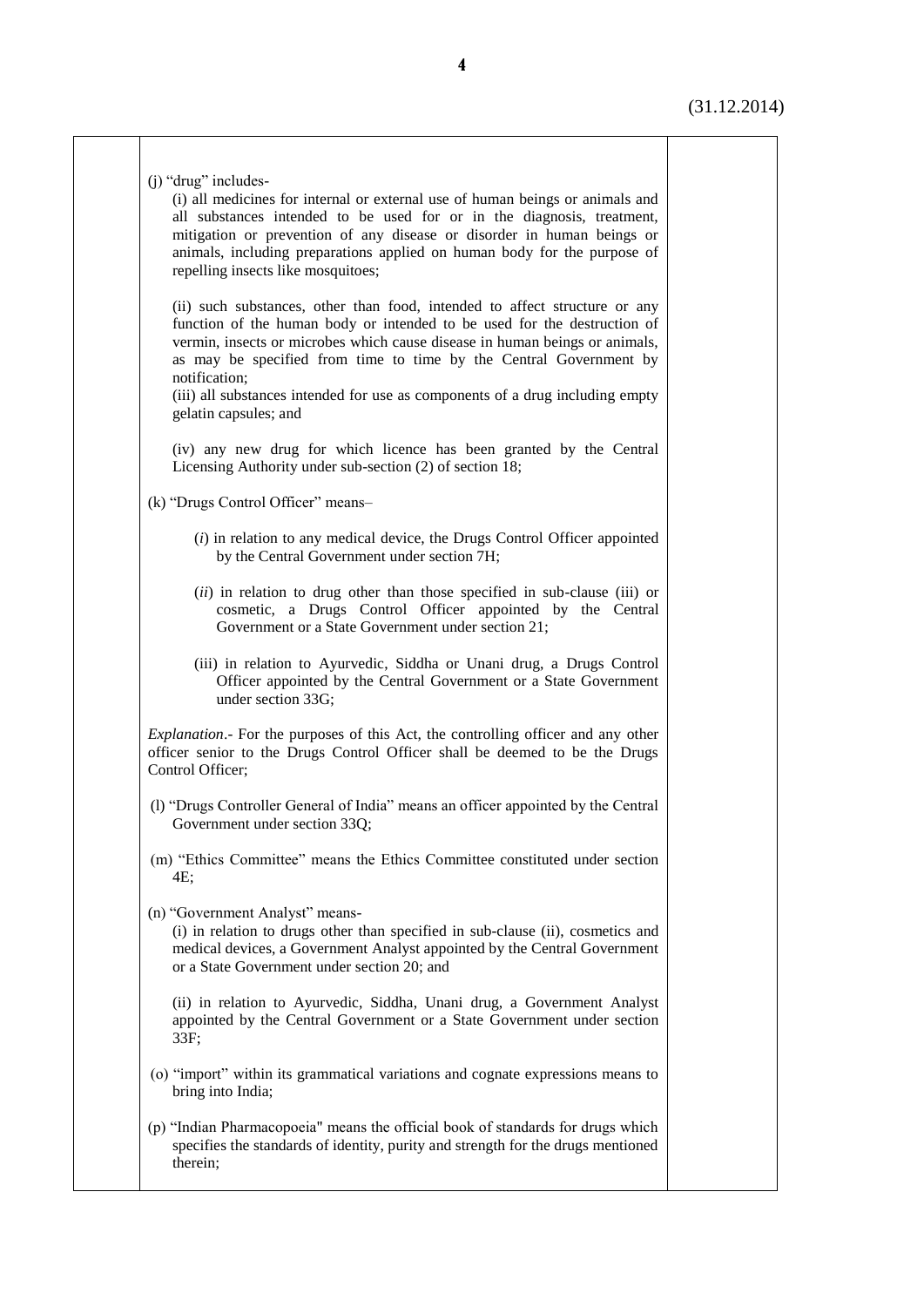(31.12.2014)

(j) "drug" includes-

(i) all medicines for internal or external use of human beings or animals and all substances intended to be used for or in the diagnosis, treatment, mitigation or prevention of any disease or disorder in human beings or animals, including preparations applied on human body for the purpose of repelling insects like mosquitoes;

(ii) such substances, other than food, intended to affect structure or any function of the human body or intended to be used for the destruction of vermin, insects or microbes which cause disease in human beings or animals, as may be specified from time to time by the Central Government by notification;

(iii) all substances intended for use as components of a drug including empty gelatin capsules; and

(iv) any new drug for which licence has been granted by the Central Licensing Authority under sub-section (2) of section 18;

(k) "Drugs Control Officer" means–

(*i*) in relation to any medical device, the Drugs Control Officer appointed by the Central Government under section 7H;

(*ii*) in relation to drug other than those specified in sub-clause (iii) or cosmetic, a Drugs Control Officer appointed by the Central Government or a State Government under section 21;

(iii) in relation to Ayurvedic, Siddha or Unani drug, a Drugs Control Officer appointed by the Central Government or a State Government under section 33G;

*Explanation*.- For the purposes of this Act, the controlling officer and any other officer senior to the Drugs Control Officer shall be deemed to be the Drugs Control Officer;

(l) "Drugs Controller General of India" means an officer appointed by the Central Government under section 33Q;

(m) "Ethics Committee" means the Ethics Committee constituted under section 4E;

(n) "Government Analyst" means-

(i) in relation to drugs other than specified in sub-clause (ii), cosmetics and medical devices, a Government Analyst appointed by the Central Government or a State Government under section 20; and

(ii) in relation to Ayurvedic, Siddha, Unani drug, a Government Analyst appointed by the Central Government or a State Government under section 33F;

(o) "import" within its grammatical variations and cognate expressions means to bring into India;

(p) "Indian Pharmacopoeia" means the official book of standards for drugs which specifies the standards of identity, purity and strength for the drugs mentioned therein;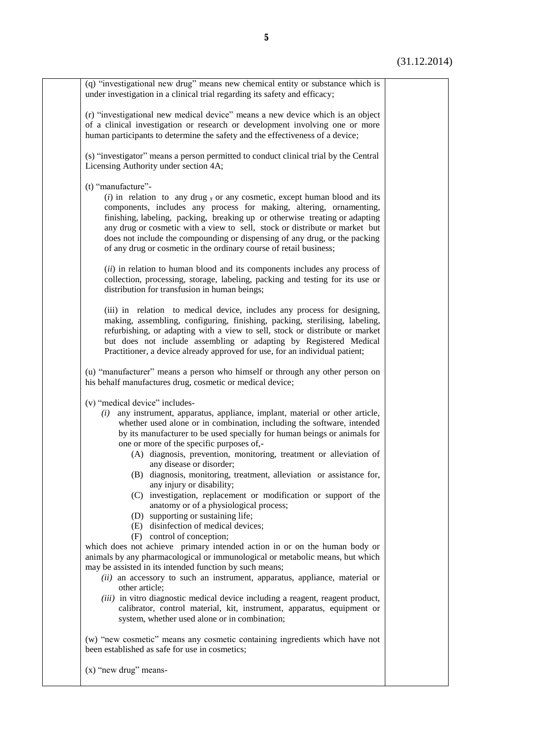(q) "investigational new drug" means new chemical entity or substance which is under investigation in a clinical trial regarding its safety and efficacy;

(r) "investigational new medical device" means a new device which is an object of a clinical investigation or research or development involving one or more human participants to determine the safety and the effectiveness of a device;

(s) "investigator" means a person permitted to conduct clinical trial by the Central Licensing Authority under section 4A;

(t) "manufacture"-

(*i*) in relation to any drug , or any cosmetic, except human blood and its components, includes any process for making, altering, ornamenting, finishing, labeling, packing, breaking up or otherwise treating or adapting any drug or cosmetic with a view to sell, stock or distribute or market but does not include the compounding or dispensing of any drug, or the packing of any drug or cosmetic in the ordinary course of retail business;

(*ii*) in relation to human blood and its components includes any process of collection, processing, storage, labeling, packing and testing for its use or distribution for transfusion in human beings;

(iii) in relation to medical device, includes any process for designing, making, assembling, configuring, finishing, packing, sterilising, labeling, refurbishing, or adapting with a view to sell, stock or distribute or market but does not include assembling or adapting by Registered Medical Practitioner, a device already approved for use, for an individual patient;

(u) "manufacturer" means a person who himself or through any other person on his behalf manufactures drug, cosmetic or medical device;

(v) "medical device" includes-

*(i)* any instrument, apparatus, appliance, implant, material or other article, whether used alone or in combination, including the software, intended by its manufacturer to be used specially for human beings or animals for one or more of the specific purposes of,-

(A) diagnosis, prevention, monitoring, treatment or alleviation of any disease or disorder;
(B) diagnosis, monitoring, treatment, alleviation or assistance for, any injury or disability;
(C) investigation, replacement or modification or support of the anatomy or of a physiological process;
(D) supporting or sustaining life;
(E) disinfection of medical devices;
(F) control of conception;

which does not achieve primary intended action in or on the human body or animals by any pharmacological or immunological or metabolic means, but which may be assisted in its intended function by such means;

*(ii)* an accessory to such an instrument, apparatus, appliance, material or other article;

*(iii)* in vitro diagnostic medical device including a reagent, reagent product, calibrator, control material, kit, instrument, apparatus, equipment or system, whether used alone or in combination;

(w) "new cosmetic" means any cosmetic containing ingredients which have not been established as safe for use in cosmetics;

(x) "new drug" means-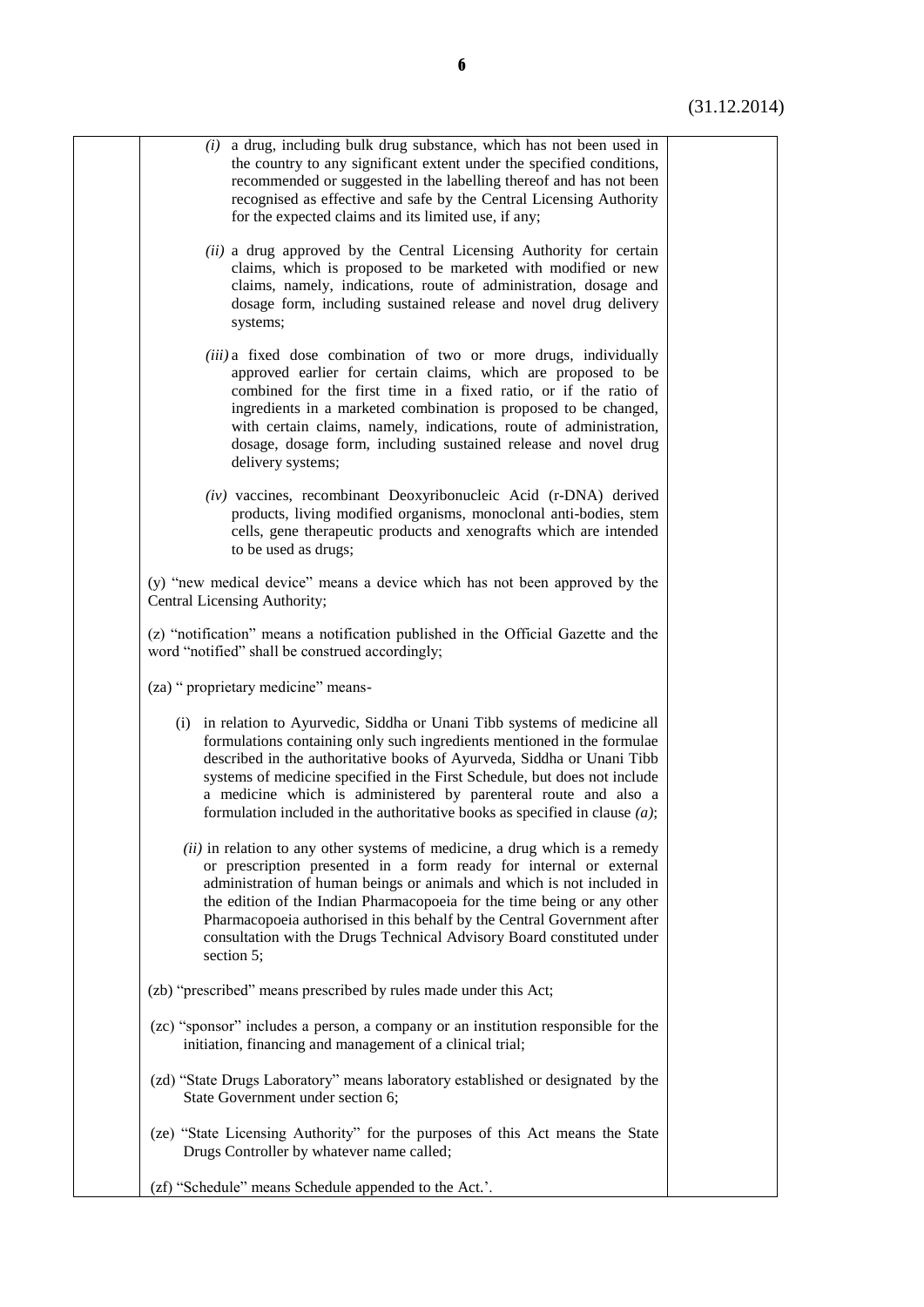(31.12.2014)

*(i)* a drug, including bulk drug substance, which has not been used in the country to any significant extent under the specified conditions, recommended or suggested in the labelling thereof and has not been recognised as effective and safe by the Central Licensing Authority for the expected claims and its limited use, if any;

*(ii)* a drug approved by the Central Licensing Authority for certain claims, which is proposed to be marketed with modified or new claims, namely, indications, route of administration, dosage and dosage form, including sustained release and novel drug delivery systems;

*(iii)* a fixed dose combination of two or more drugs, individually approved earlier for certain claims, which are proposed to be combined for the first time in a fixed ratio, or if the ratio of ingredients in a marketed combination is proposed to be changed, with certain claims, namely, indications, route of administration, dosage, dosage form, including sustained release and novel drug delivery systems;

*(iv)* vaccines, recombinant Deoxyribonucleic Acid (r-DNA) derived products, living modified organisms, monoclonal anti-bodies, stem cells, gene therapeutic products and xenografts which are intended to be used as drugs;

(y) "new medical device" means a device which has not been approved by the Central Licensing Authority;

(z) "notification" means a notification published in the Official Gazette and the word "notified" shall be construed accordingly;

(za) " proprietary medicine" means-

(i) in relation to Ayurvedic, Siddha or Unani Tibb systems of medicine all formulations containing only such ingredients mentioned in the formulae described in the authoritative books of Ayurveda, Siddha or Unani Tibb systems of medicine specified in the First Schedule, but does not include a medicine which is administered by parenteral route and also a formulation included in the authoritative books as specified in clause *(a)*;

*(ii)* in relation to any other systems of medicine, a drug which is a remedy or prescription presented in a form ready for internal or external administration of human beings or animals and which is not included in the edition of the Indian Pharmacopoeia for the time being or any other Pharmacopoeia authorised in this behalf by the Central Government after consultation with the Drugs Technical Advisory Board constituted under section 5;

(zb) "prescribed" means prescribed by rules made under this Act;

(zc) "sponsor" includes a person, a company or an institution responsible for the initiation, financing and management of a clinical trial;

(zd) "State Drugs Laboratory" means laboratory established or designated by the State Government under section 6;

(ze) "State Licensing Authority" for the purposes of this Act means the State Drugs Controller by whatever name called;

(zf) "Schedule" means Schedule appended to the Act.'.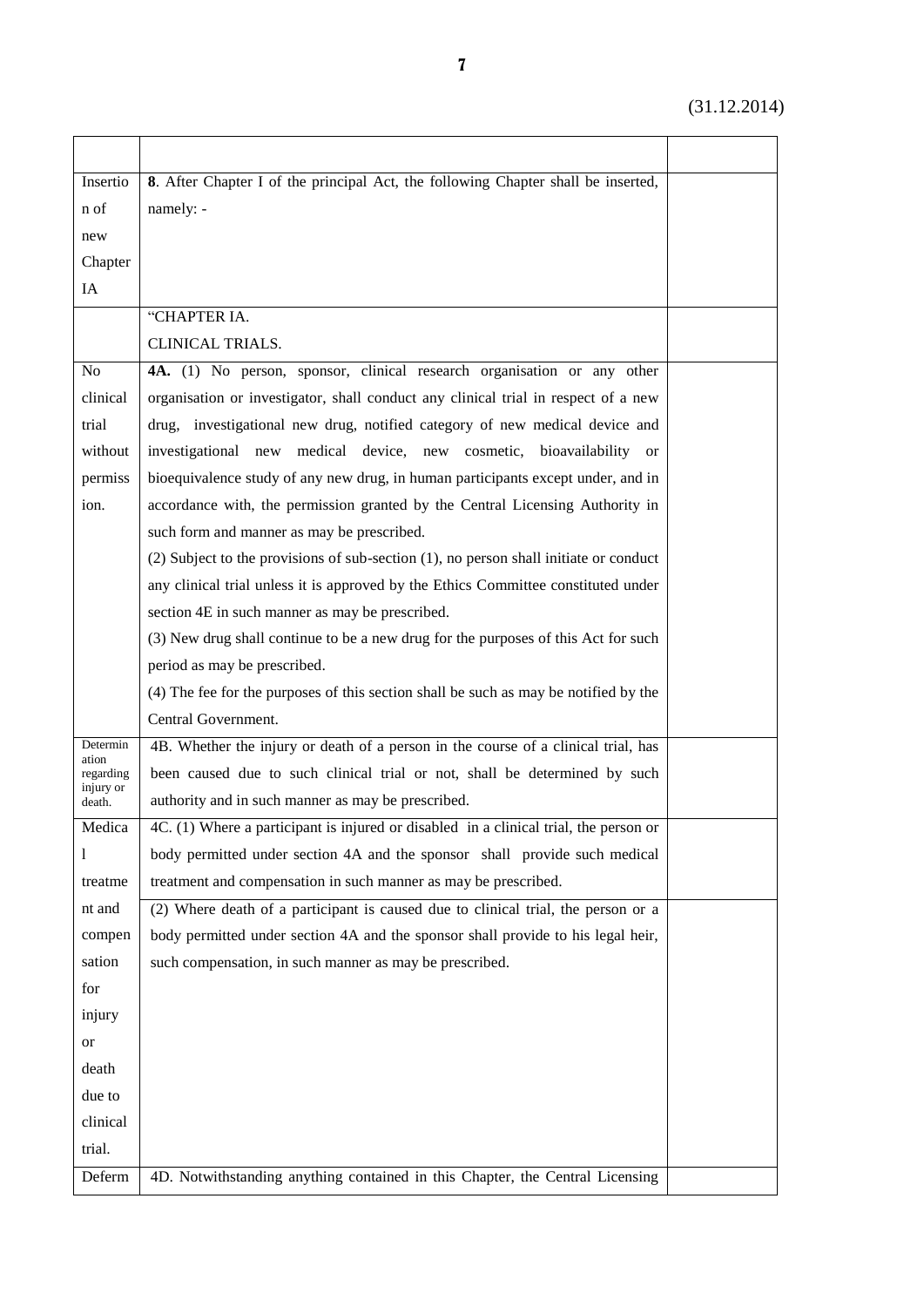(31.12.2014)

| | | |
|---|---|---|
| Insertion of new Chapter IA | **8**. After Chapter I of the principal Act, the following Chapter shall be inserted, namely: - | |
| | "CHAPTER IA.<br>CLINICAL TRIALS. | |
| No clinical trial without permission. | **4A.** (1) No person, sponsor, clinical research organisation or any other organisation or investigator, shall conduct any clinical trial in respect of a new drug, investigational new drug, notified category of new medical device and investigational new medical device, new cosmetic, bioavailability or bioequivalence study of any new drug, in human participants except under, and in accordance with, the permission granted by the Central Licensing Authority in such form and manner as may be prescribed.<br>(2) Subject to the provisions of sub-section (1), no person shall initiate or conduct any clinical trial unless it is approved by the Ethics Committee constituted under section 4E in such manner as may be prescribed.<br>(3) New drug shall continue to be a new drug for the purposes of this Act for such period as may be prescribed.<br>(4) The fee for the purposes of this section shall be such as may be notified by the Central Government. | |
| Determination regarding injury or death. | 4B. Whether the injury or death of a person in the course of a clinical trial, has been caused due to such clinical trial or not, shall be determined by such authority and in such manner as may be prescribed. | |
| Medical treatment and compensation for injury or death due to clinical trial. | 4C. (1) Where a participant is injured or disabled in a clinical trial, the person or body permitted under section 4A and the sponsor shall provide such medical treatment and compensation in such manner as may be prescribed. | |
| | (2) Where death of a participant is caused due to clinical trial, the person or a body permitted under section 4A and the sponsor shall provide to his legal heir, such compensation, in such manner as may be prescribed. | |
| Deferm | 4D. Notwithstanding anything contained in this Chapter, the Central Licensing | |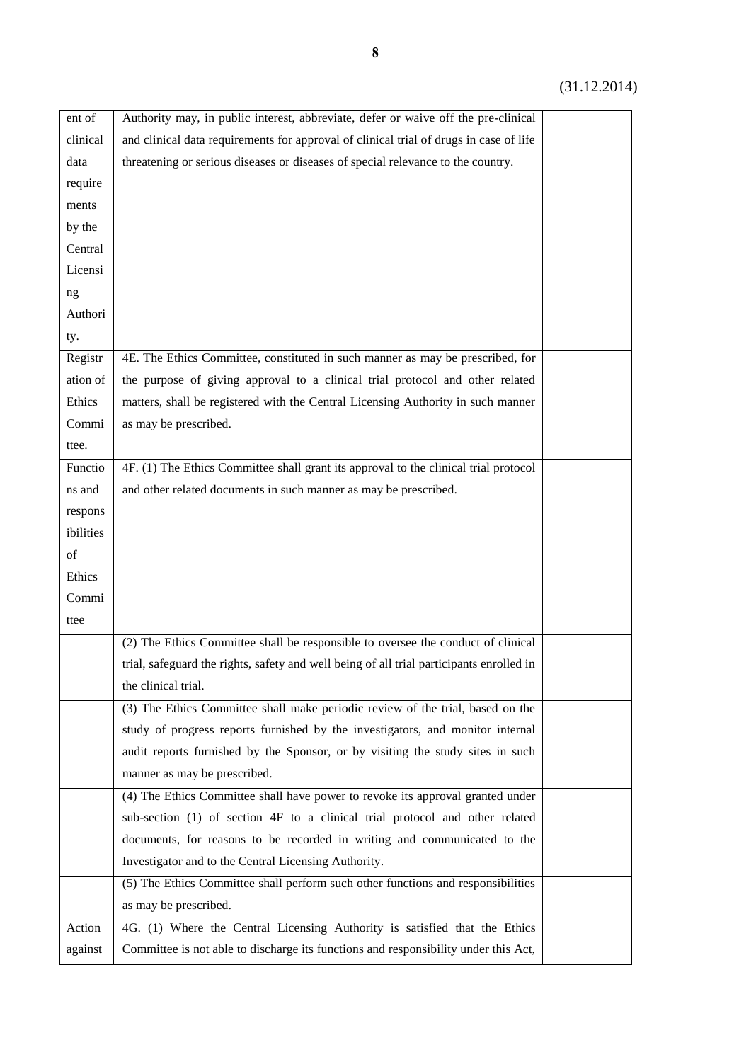(31.12.2014)

| | | |
|---|---|---|
| ent of clinical data requirements by the Central Licensing Authority. | Authority may, in public interest, abbreviate, defer or waive off the pre-clinical and clinical data requirements for approval of clinical trial of drugs in case of life threatening or serious diseases or diseases of special relevance to the country. | |
| Registration of Ethics Committee. | 4E. The Ethics Committee, constituted in such manner as may be prescribed, for the purpose of giving approval to a clinical trial protocol and other related matters, shall be registered with the Central Licensing Authority in such manner as may be prescribed. | |
| Functions and responsibilities of Ethics Committee | 4F. (1) The Ethics Committee shall grant its approval to the clinical trial protocol and other related documents in such manner as may be prescribed. | |
| | (2) The Ethics Committee shall be responsible to oversee the conduct of clinical trial, safeguard the rights, safety and well being of all trial participants enrolled in the clinical trial. | |
| | (3) The Ethics Committee shall make periodic review of the trial, based on the study of progress reports furnished by the investigators, and monitor internal audit reports furnished by the Sponsor, or by visiting the study sites in such manner as may be prescribed. | |
| | (4) The Ethics Committee shall have power to revoke its approval granted under sub-section (1) of section 4F to a clinical trial protocol and other related documents, for reasons to be recorded in writing and communicated to the Investigator and to the Central Licensing Authority. | |
| | (5) The Ethics Committee shall perform such other functions and responsibilities as may be prescribed. | |
| Action against | 4G. (1) Where the Central Licensing Authority is satisfied that the Ethics Committee is not able to discharge its functions and responsibility under this Act, | |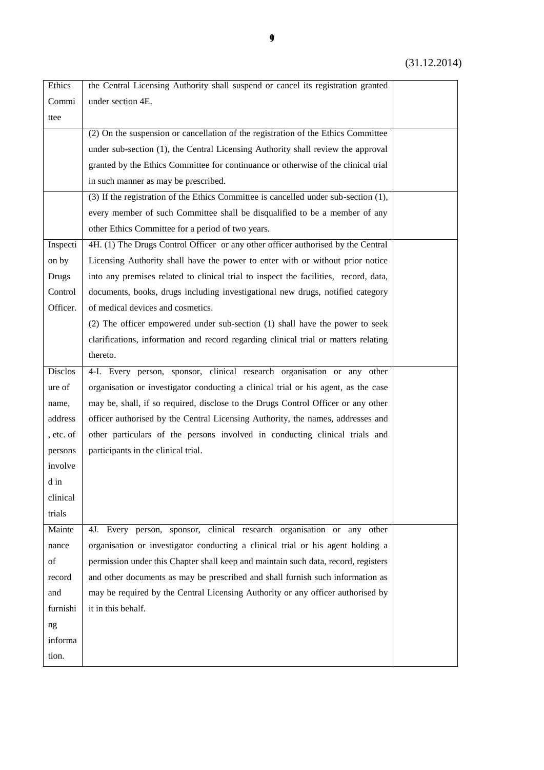(31.12.2014)

| | | |
|---|---|---|
| Ethics Committee | the Central Licensing Authority shall suspend or cancel its registration granted under section 4E. | |
| | (2) On the suspension or cancellation of the registration of the Ethics Committee under sub-section (1), the Central Licensing Authority shall review the approval granted by the Ethics Committee for continuance or otherwise of the clinical trial in such manner as may be prescribed. | |
| | (3) If the registration of the Ethics Committee is cancelled under sub-section (1), every member of such Committee shall be disqualified to be a member of any other Ethics Committee for a period of two years. | |
| Inspection by Drugs Control Officer. | 4H. (1) The Drugs Control Officer or any other officer authorised by the Central Licensing Authority shall have the power to enter with or without prior notice into any premises related to clinical trial to inspect the facilities, record, data, documents, books, drugs including investigational new drugs, notified category of medical devices and cosmetics.<br>(2) The officer empowered under sub-section (1) shall have the power to seek clarifications, information and record regarding clinical trial or matters relating thereto. | |
| Disclosure of name, address, etc. of persons involved in clinical trials | 4-I. Every person, sponsor, clinical research organisation or any other organisation or investigator conducting a clinical trial or his agent, as the case may be, shall, if so required, disclose to the Drugs Control Officer or any other officer authorised by the Central Licensing Authority, the names, addresses and other particulars of the persons involved in conducting clinical trials and participants in the clinical trial. | |
| Maintenance of record and furnishing information. | 4J. Every person, sponsor, clinical research organisation or any other organisation or investigator conducting a clinical trial or his agent holding a permission under this Chapter shall keep and maintain such data, record, registers and other documents as may be prescribed and shall furnish such information as may be required by the Central Licensing Authority or any officer authorised by it in this behalf. | |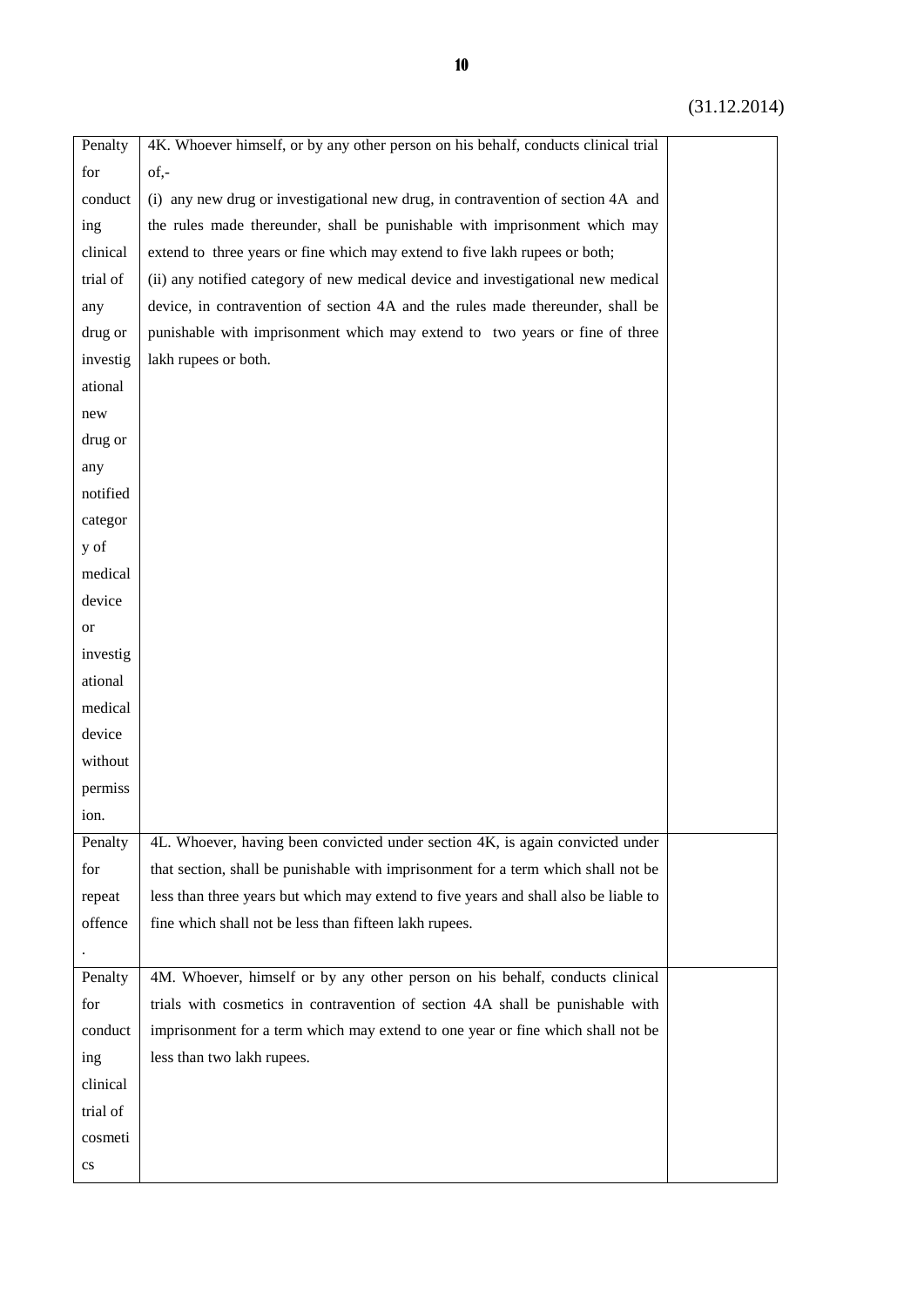(31.12.2014)

| | | |
|---|---|---|
| Penalty for conducting clinical trial of any drug or investigational new drug or any notified category of medical device or investigational medical device without permission. | 4K. Whoever himself, or by any other person on his behalf, conducts clinical trial of,-<br>(i) any new drug or investigational new drug, in contravention of section 4A and the rules made thereunder, shall be punishable with imprisonment which may extend to three years or fine which may extend to five lakh rupees or both;<br>(ii) any notified category of new medical device and investigational new medical device, in contravention of section 4A and the rules made thereunder, shall be punishable with imprisonment which may extend to two years or fine of three lakh rupees or both. | |
| Penalty for repeat offence. | 4L. Whoever, having been convicted under section 4K, is again convicted under that section, shall be punishable with imprisonment for a term which shall not be less than three years but which may extend to five years and shall also be liable to fine which shall not be less than fifteen lakh rupees. | |
| Penalty for conducting clinical trial of cosmetics | 4M. Whoever, himself or by any other person on his behalf, conducts clinical trials with cosmetics in contravention of section 4A shall be punishable with imprisonment for a term which may extend to one year or fine which shall not be less than two lakh rupees. | |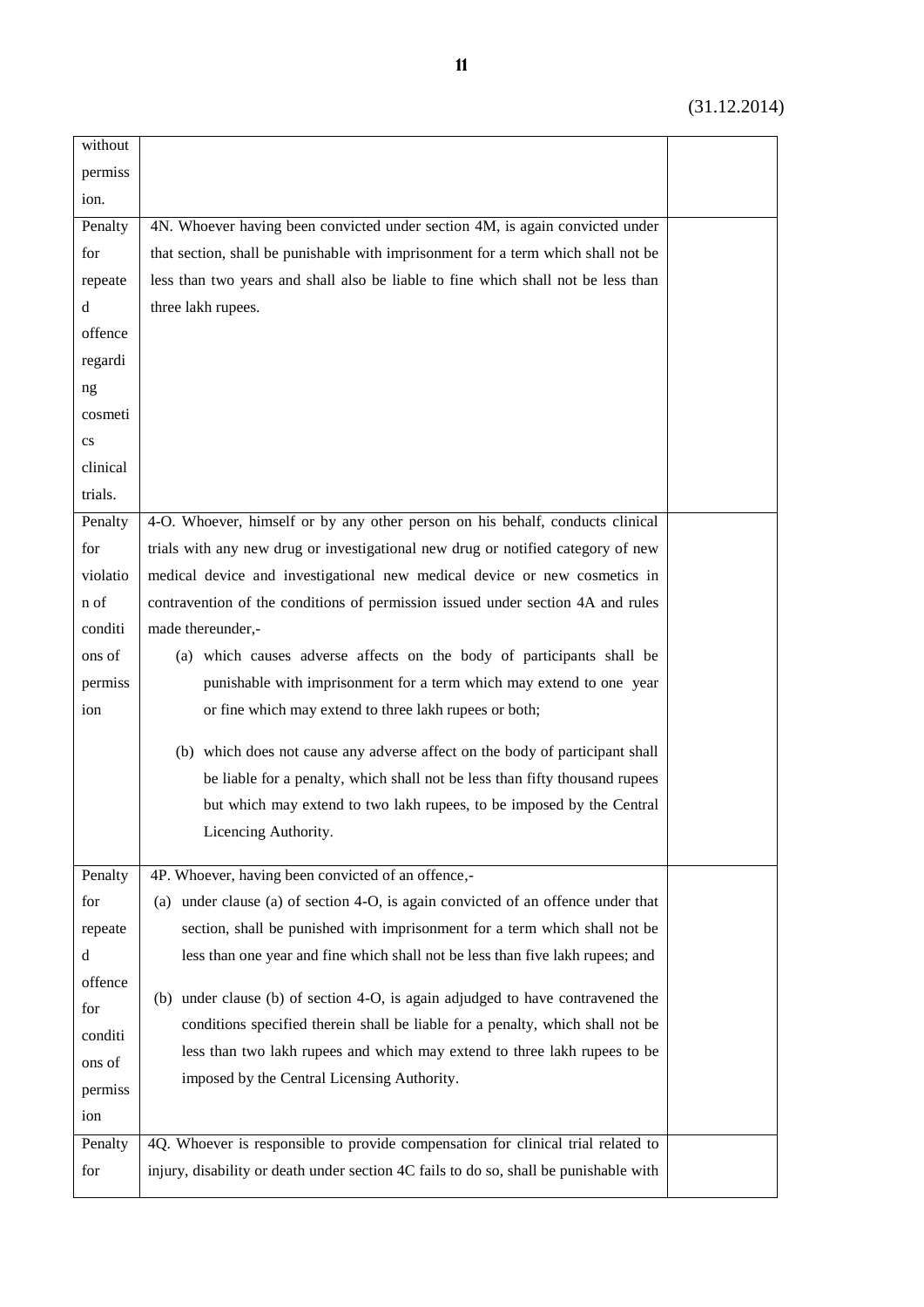(31.12.2014)

| | | |
|---|---|---|
| without permission. | | |
| Penalty for repeated offence regarding cosmetics clinical trials. | 4N. Whoever having been convicted under section 4M, is again convicted under that section, shall be punishable with imprisonment for a term which shall not be less than two years and shall also be liable to fine which shall not be less than three lakh rupees. | |
| Penalty for violation of conditions of permission | 4-O. Whoever, himself or by any other person on his behalf, conducts clinical trials with any new drug or investigational new drug or notified category of new medical device and investigational new medical device or new cosmetics in contravention of the conditions of permission issued under section 4A and rules made thereunder,-<br>(a) which causes adverse affects on the body of participants shall be punishable with imprisonment for a term which may extend to one year or fine which may extend to three lakh rupees or both;<br>(b) which does not cause any adverse affect on the body of participant shall be liable for a penalty, which shall not be less than fifty thousand rupees but which may extend to two lakh rupees, to be imposed by the Central Licencing Authority. | |
| Penalty for repeated offence for conditions of permission | 4P. Whoever, having been convicted of an offence,-<br>(a) under clause (a) of section 4-O, is again convicted of an offence under that section, shall be punished with imprisonment for a term which shall not be less than one year and fine which shall not be less than five lakh rupees; and<br>(b) under clause (b) of section 4-O, is again adjudged to have contravened the conditions specified therein shall be liable for a penalty, which shall not be less than two lakh rupees and which may extend to three lakh rupees to be imposed by the Central Licensing Authority. | |
| Penalty for | 4Q. Whoever is responsible to provide compensation for clinical trial related to injury, disability or death under section 4C fails to do so, shall be punishable with | |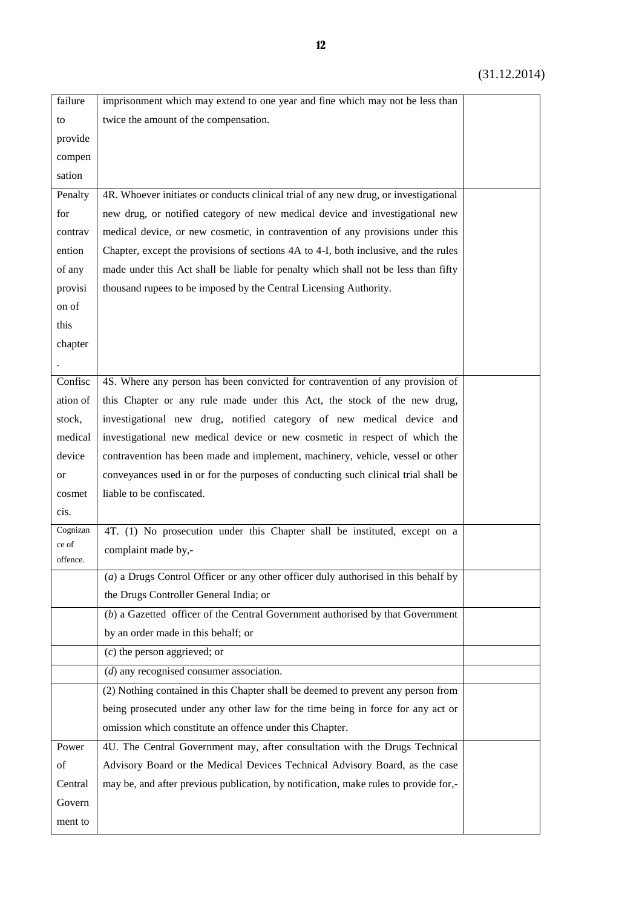(31.12.2014)

| | | |
|---|---|---|
| failure to provide compensation | imprisonment which may extend to one year and fine which may not be less than twice the amount of the compensation. | |
| Penalty for contravention of any provision of this chapter. | 4R. Whoever initiates or conducts clinical trial of any new drug, or investigational new drug, or notified category of new medical device and investigational new medical device, or new cosmetic, in contravention of any provisions under this Chapter, except the provisions of sections 4A to 4-I, both inclusive, and the rules made under this Act shall be liable for penalty which shall not be less than fifty thousand rupees to be imposed by the Central Licensing Authority. | |
| Confiscation of stock, medical device or cosmetcis. | 4S. Where any person has been convicted for contravention of any provision of this Chapter or any rule made under this Act, the stock of the new drug, investigational new drug, notified category of new medical device and investigational new medical device or new cosmetic in respect of which the contravention has been made and implement, machinery, vehicle, vessel or other conveyances used in or for the purposes of conducting such clinical trial shall be liable to be confiscated. | |
| Cognizance of offence. | 4T. (1) No prosecution under this Chapter shall be instituted, except on a complaint made by,- | |
| | (*a*) a Drugs Control Officer or any other officer duly authorised in this behalf by the Drugs Controller General India; or | |
| | (*b*) a Gazetted officer of the Central Government authorised by that Government by an order made in this behalf; or | |
| | (*c*) the person aggrieved; or | |
| | (*d*) any recognised consumer association. | |
| | (2) Nothing contained in this Chapter shall be deemed to prevent any person from being prosecuted under any other law for the time being in force for any act or omission which constitute an offence under this Chapter. | |
| Power of Central Government to | 4U. The Central Government may, after consultation with the Drugs Technical Advisory Board or the Medical Devices Technical Advisory Board, as the case may be, and after previous publication, by notification, make rules to provide for,- | |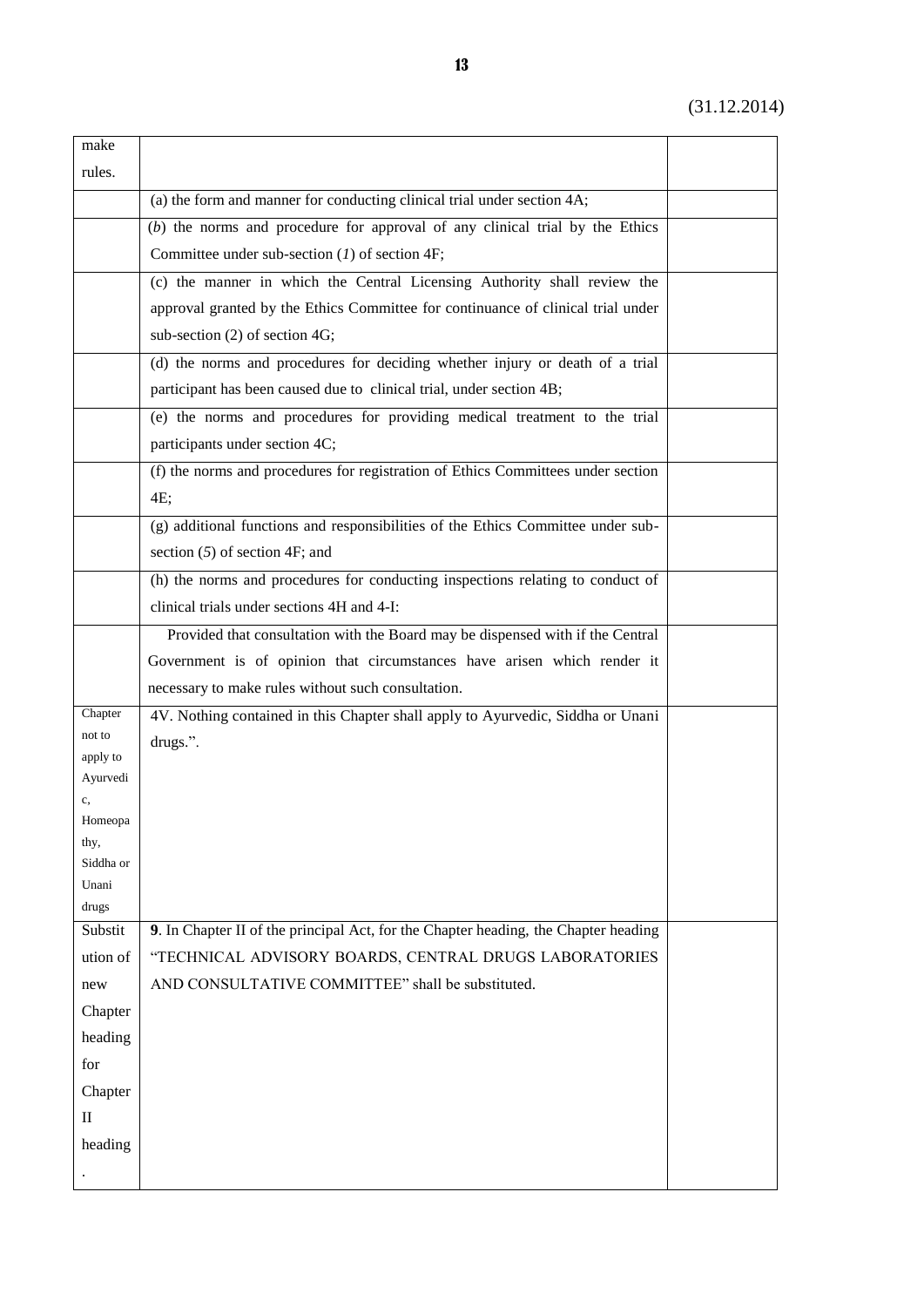(31.12.2014)

| | | |
|---|---|---|
| make rules. | | |
| | (a) the form and manner for conducting clinical trial under section 4A; | |
| | (*b*) the norms and procedure for approval of any clinical trial by the Ethics Committee under sub-section (*1*) of section 4F; | |
| | (c) the manner in which the Central Licensing Authority shall review the approval granted by the Ethics Committee for continuance of clinical trial under sub-section (2) of section 4G; | |
| | (d) the norms and procedures for deciding whether injury or death of a trial participant has been caused due to clinical trial, under section 4B; | |
| | (e) the norms and procedures for providing medical treatment to the trial participants under section 4C; | |
| | (f) the norms and procedures for registration of Ethics Committees under section 4E; | |
| | (g) additional functions and responsibilities of the Ethics Committee under sub-section (*5*) of section 4F; and | |
| | (h) the norms and procedures for conducting inspections relating to conduct of clinical trials under sections 4H and 4-I: | |
| | Provided that consultation with the Board may be dispensed with if the Central Government is of opinion that circumstances have arisen which render it necessary to make rules without such consultation. | |
| Chapter not to apply to Ayurvedic, Homeopathy, Siddha or Unani drugs | 4V. Nothing contained in this Chapter shall apply to Ayurvedic, Siddha or Unani drugs.". | |
| Substitution of new Chapter heading for Chapter II heading. | **9**. In Chapter II of the principal Act, for the Chapter heading, the Chapter heading "TECHNICAL ADVISORY BOARDS, CENTRAL DRUGS LABORATORIES AND CONSULTATIVE COMMITTEE" shall be substituted. | |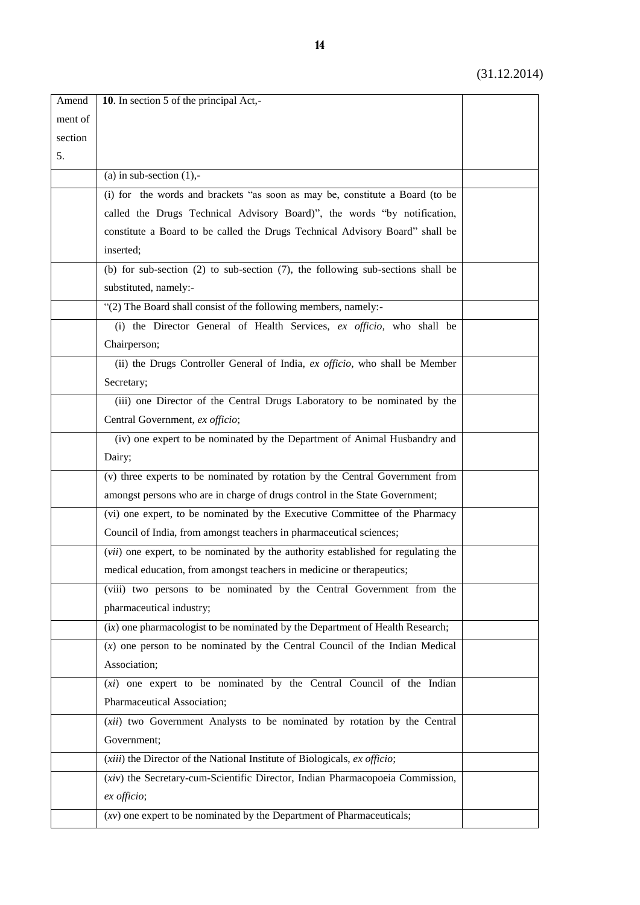(31.12.2014)

| Amendment of section 5. | **10**. In section 5 of the principal Act,- | |
|---|---|---|
| | (a) in sub-section (1),- | |
| | (i) for the words and brackets "as soon as may be, constitute a Board (to be called the Drugs Technical Advisory Board)", the words "by notification, constitute a Board to be called the Drugs Technical Advisory Board" shall be inserted; | |
| | (b) for sub-section (2) to sub-section (7), the following sub-sections shall be substituted, namely:- | |
| | "(2) The Board shall consist of the following members, namely:- | |
| | (i) the Director General of Health Services, *ex officio*, who shall be Chairperson; | |
| | (ii) the Drugs Controller General of India, *ex officio*, who shall be Member Secretary; | |
| | (iii) one Director of the Central Drugs Laboratory to be nominated by the Central Government, *ex officio*; | |
| | (iv) one expert to be nominated by the Department of Animal Husbandry and Dairy; | |
| | (v) three experts to be nominated by rotation by the Central Government from amongst persons who are in charge of drugs control in the State Government; | |
| | (vi) one expert, to be nominated by the Executive Committee of the Pharmacy Council of India, from amongst teachers in pharmaceutical sciences; | |
| | (*vii*) one expert, to be nominated by the authority established for regulating the medical education, from amongst teachers in medicine or therapeutics; | |
| | (viii) two persons to be nominated by the Central Government from the pharmaceutical industry; | |
| | (*ix*) one pharmacologist to be nominated by the Department of Health Research; | |
| | (*x*) one person to be nominated by the Central Council of the Indian Medical Association; | |
| | (*xi*) one expert to be nominated by the Central Council of the Indian Pharmaceutical Association; | |
| | (*xii*) two Government Analysts to be nominated by rotation by the Central Government; | |
| | (*xiii*) the Director of the National Institute of Biologicals, *ex officio*; | |
| | (*xiv*) the Secretary-cum-Scientific Director, Indian Pharmacopoeia Commission, *ex officio*; | |
| | (*xv*) one expert to be nominated by the Department of Pharmaceuticals; | |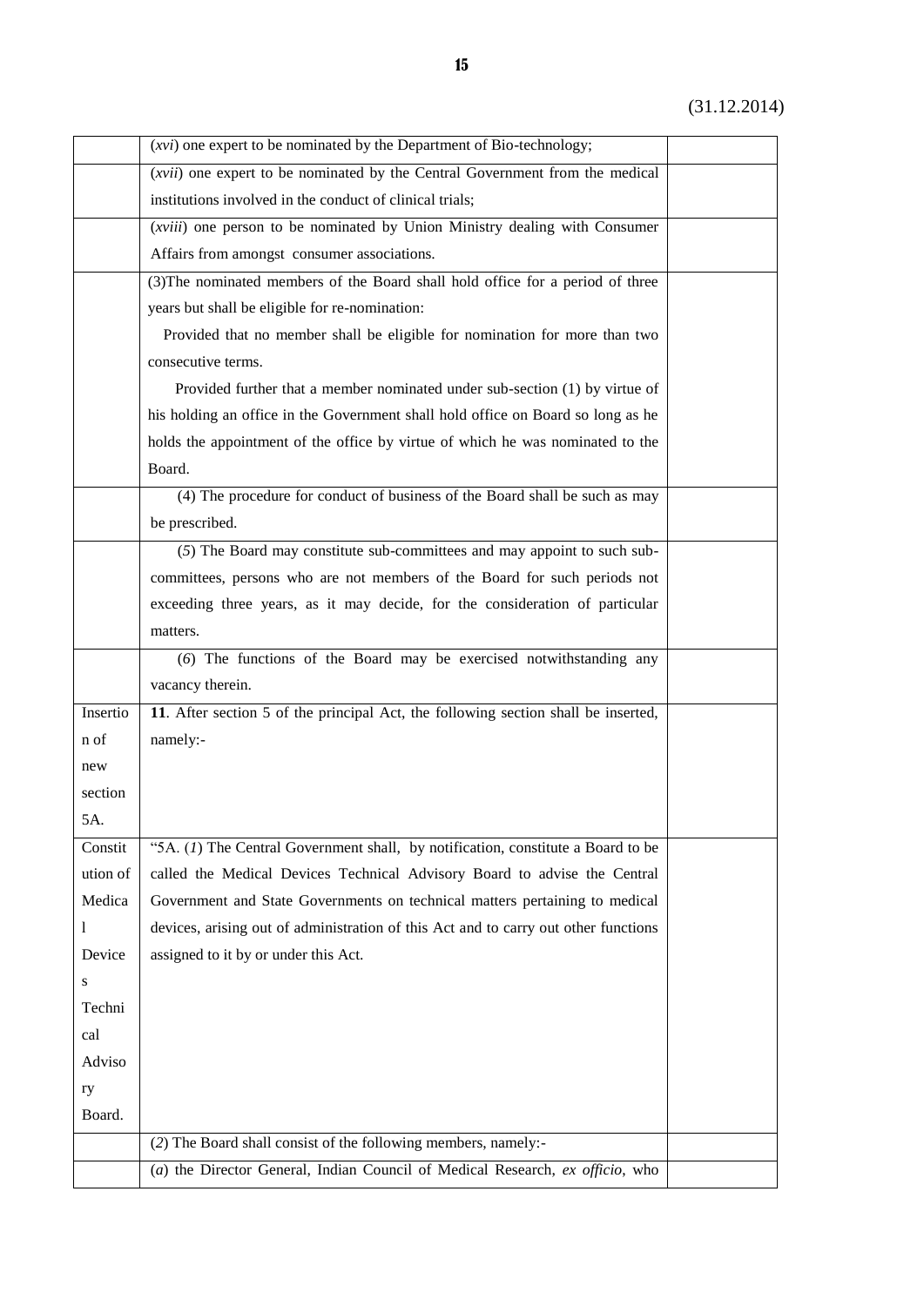(31.12.2014)

| | | |
|---|---|---|
| | (*xvi*) one expert to be nominated by the Department of Bio-technology; | |
| | (*xvii*) one expert to be nominated by the Central Government from the medical institutions involved in the conduct of clinical trials; | |
| | (*xviii*) one person to be nominated by Union Ministry dealing with Consumer Affairs from amongst consumer associations. | |
| | (3)The nominated members of the Board shall hold office for a period of three years but shall be eligible for re-nomination:<br>Provided that no member shall be eligible for nomination for more than two consecutive terms.<br>Provided further that a member nominated under sub-section (1) by virtue of his holding an office in the Government shall hold office on Board so long as he holds the appointment of the office by virtue of which he was nominated to the Board. | |
| | (4) The procedure for conduct of business of the Board shall be such as may be prescribed. | |
| | (*5*) The Board may constitute sub-committees and may appoint to such sub-committees, persons who are not members of the Board for such periods not exceeding three years, as it may decide, for the consideration of particular matters. | |
| | (*6*) The functions of the Board may be exercised notwithstanding any vacancy therein. | |
| Insertion of new section 5A. | **11**. After section 5 of the principal Act, the following section shall be inserted, namely:- | |
| Constitution of Medical Devices Technical Advisory Board. | "5A. (*1*) The Central Government shall, by notification, constitute a Board to be called the Medical Devices Technical Advisory Board to advise the Central Government and State Governments on technical matters pertaining to medical devices, arising out of administration of this Act and to carry out other functions assigned to it by or under this Act. | |
| | (*2*) The Board shall consist of the following members, namely:- | |
| | (*a*) the Director General, Indian Council of Medical Research, *ex officio*, who | |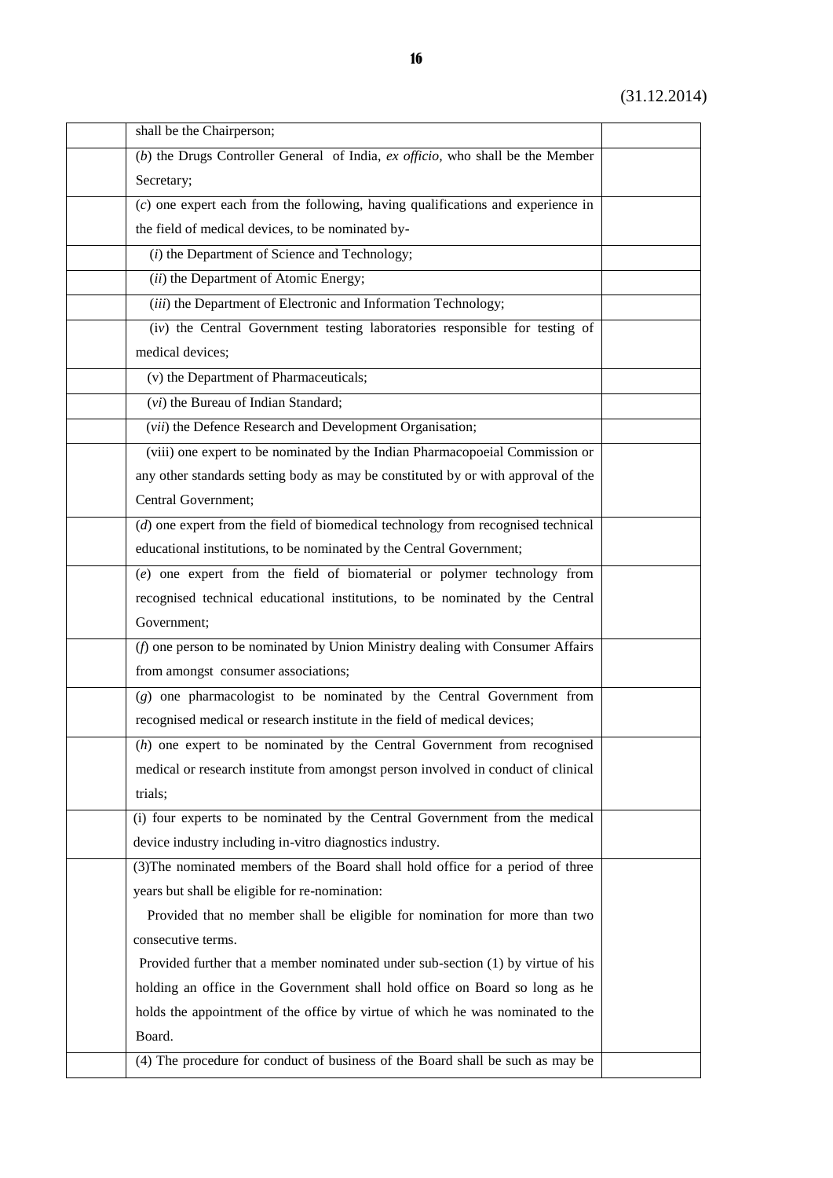(31.12.2014)

| | | |
|---|---|---|
| | shall be the Chairperson; | |
| | (*b*) the Drugs Controller General of India, *ex officio*, who shall be the Member Secretary; | |
| | (*c*) one expert each from the following, having qualifications and experience in the field of medical devices, to be nominated by- | |
| | (*i*) the Department of Science and Technology; | |
| | (*ii*) the Department of Atomic Energy; | |
| | (*iii*) the Department of Electronic and Information Technology; | |
| | (*iv*) the Central Government testing laboratories responsible for testing of medical devices; | |
| | (v) the Department of Pharmaceuticals; | |
| | (*vi*) the Bureau of Indian Standard; | |
| | (*vii*) the Defence Research and Development Organisation; | |
| | (viii) one expert to be nominated by the Indian Pharmacopoeial Commission or any other standards setting body as may be constituted by or with approval of the Central Government; | |
| | (*d*) one expert from the field of biomedical technology from recognised technical educational institutions, to be nominated by the Central Government; | |
| | (*e*) one expert from the field of biomaterial or polymer technology from recognised technical educational institutions, to be nominated by the Central Government; | |
| | (*f*) one person to be nominated by Union Ministry dealing with Consumer Affairs from amongst consumer associations; | |
| | (*g*) one pharmacologist to be nominated by the Central Government from recognised medical or research institute in the field of medical devices; | |
| | (*h*) one expert to be nominated by the Central Government from recognised medical or research institute from amongst person involved in conduct of clinical trials; | |
| | (i) four experts to be nominated by the Central Government from the medical device industry including in-vitro diagnostics industry. | |
| | (3)The nominated members of the Board shall hold office for a period of three years but shall be eligible for re-nomination: Provided that no member shall be eligible for nomination for more than two consecutive terms. Provided further that a member nominated under sub-section (1) by virtue of his holding an office in the Government shall hold office on Board so long as he holds the appointment of the office by virtue of which he was nominated to the Board. | |
| | (4) The procedure for conduct of business of the Board shall be such as may be | |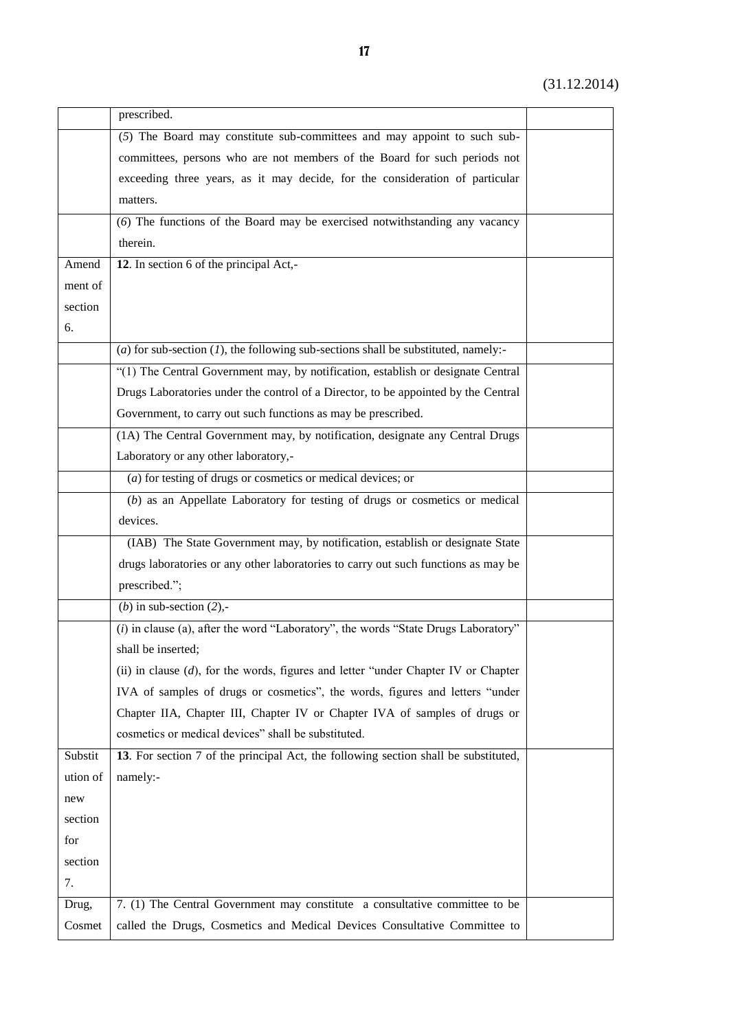| | | |
|---|---|---|
| | prescribed. | |
| | (*5*) The Board may constitute sub-committees and may appoint to such sub-committees, persons who are not members of the Board for such periods not exceeding three years, as it may decide, for the consideration of particular matters. | |
| | (*6*) The functions of the Board may be exercised notwithstanding any vacancy therein. | |
| Amendment of section 6. | **12**. In section 6 of the principal Act,- | |
| | (*a*) for sub-section (*1*), the following sub-sections shall be substituted, namely:- | |
| | "(1) The Central Government may, by notification, establish or designate Central Drugs Laboratories under the control of a Director, to be appointed by the Central Government, to carry out such functions as may be prescribed. | |
| | (1A) The Central Government may, by notification, designate any Central Drugs Laboratory or any other laboratory,- | |
| | (*a*) for testing of drugs or cosmetics or medical devices; or | |
| | (*b*) as an Appellate Laboratory for testing of drugs or cosmetics or medical devices. | |
| | (IAB) The State Government may, by notification, establish or designate State drugs laboratories or any other laboratories to carry out such functions as may be prescribed."; | |
| | (*b*) in sub-section (*2*),- | |
| | (*i*) in clause (a), after the word "Laboratory", the words "State Drugs Laboratory" shall be inserted;<br>(ii) in clause (*d*), for the words, figures and letter "under Chapter IV or Chapter IVA of samples of drugs or cosmetics", the words, figures and letters "under Chapter IIA, Chapter III, Chapter IV or Chapter IVA of samples of drugs or cosmetics or medical devices" shall be substituted. | |
| Substitution of new section for section 7. | **13**. For section 7 of the principal Act, the following section shall be substituted, namely:- | |
| Drug, Cosmet | 7. (1) The Central Government may constitute a consultative committee to be called the Drugs, Cosmetics and Medical Devices Consultative Committee to | |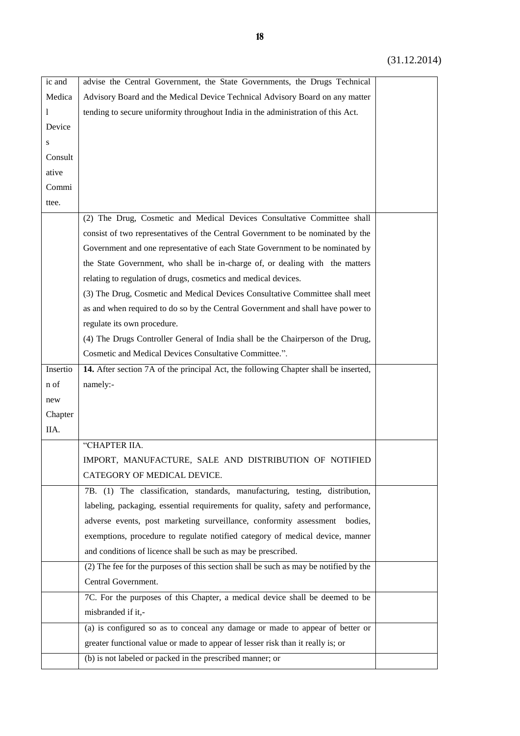(31.12.2014)

| | | |
|---|---|---|
| ic and Medical Devices Consultative Committee. | advise the Central Government, the State Governments, the Drugs Technical Advisory Board and the Medical Device Technical Advisory Board on any matter tending to secure uniformity throughout India in the administration of this Act. | |
| | (2) The Drug, Cosmetic and Medical Devices Consultative Committee shall consist of two representatives of the Central Government to be nominated by the Government and one representative of each State Government to be nominated by the State Government, who shall be in-charge of, or dealing with the matters relating to regulation of drugs, cosmetics and medical devices.<br>(3) The Drug, Cosmetic and Medical Devices Consultative Committee shall meet as and when required to do so by the Central Government and shall have power to regulate its own procedure.<br>(4) The Drugs Controller General of India shall be the Chairperson of the Drug, Cosmetic and Medical Devices Consultative Committee.". | |
| Insertion of new Chapter IIA. | **14.** After section 7A of the principal Act, the following Chapter shall be inserted, namely:- | |
| | "CHAPTER IIA.<br>IMPORT, MANUFACTURE, SALE AND DISTRIBUTION OF NOTIFIED CATEGORY OF MEDICAL DEVICE. | |
| | 7B. (1) The classification, standards, manufacturing, testing, distribution, labeling, packaging, essential requirements for quality, safety and performance, adverse events, post marketing surveillance, conformity assessment bodies, exemptions, procedure to regulate notified category of medical device, manner and conditions of licence shall be such as may be prescribed. | |
| | (2) The fee for the purposes of this section shall be such as may be notified by the Central Government. | |
| | 7C. For the purposes of this Chapter, a medical device shall be deemed to be misbranded if it,- | |
| | (a) is configured so as to conceal any damage or made to appear of better or greater functional value or made to appear of lesser risk than it really is; or | |
| | (b) is not labeled or packed in the prescribed manner; or | |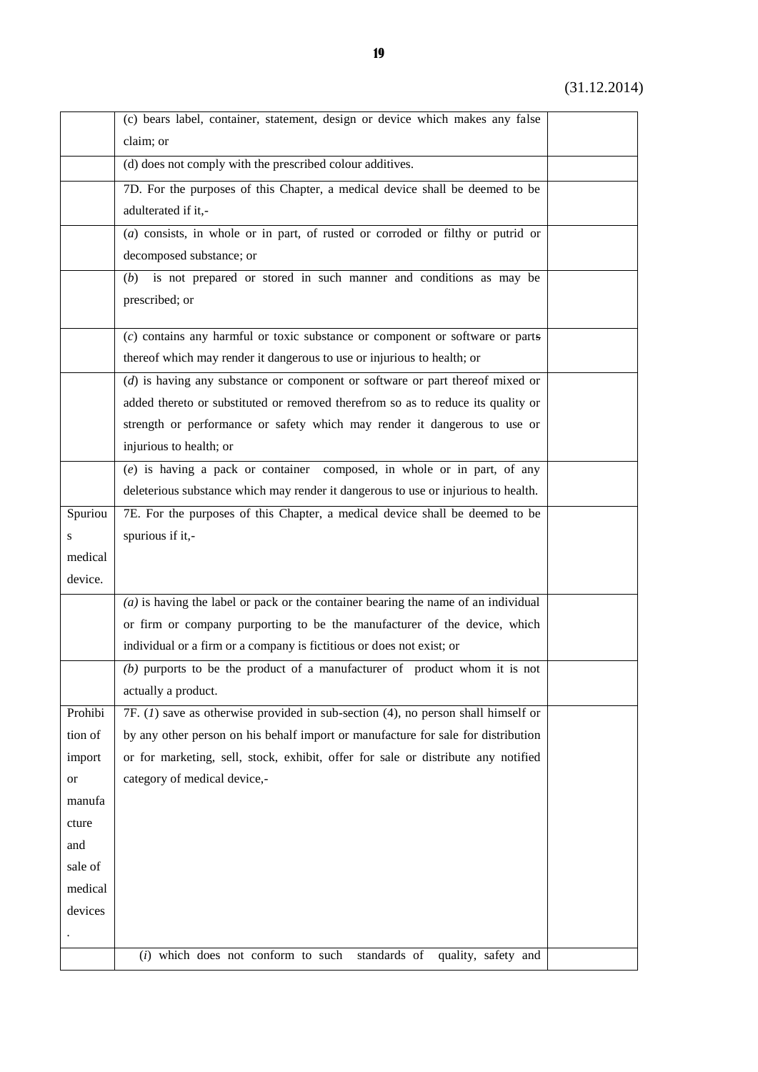(31.12.2014)

| | | |
|---|---|---|
| | (c) bears label, container, statement, design or device which makes any false claim; or | |
| | (d) does not comply with the prescribed colour additives. | |
| | 7D. For the purposes of this Chapter, a medical device shall be deemed to be adulterated if it,- | |
| | (*a*) consists, in whole or in part, of rusted or corroded or filthy or putrid or decomposed substance; or | |
| | (*b*) is not prepared or stored in such manner and conditions as may be prescribed; or | |
| | (*c*) contains any harmful or toxic substance or component or software or parts thereof which may render it dangerous to use or injurious to health; or | |
| | (*d*) is having any substance or component or software or part thereof mixed or added thereto or substituted or removed therefrom so as to reduce its quality or strength or performance or safety which may render it dangerous to use or injurious to health; or | |
| | (*e*) is having a pack or container composed, in whole or in part, of any deleterious substance which may render it dangerous to use or injurious to health. | |
| Spurious medical device. | 7E. For the purposes of this Chapter, a medical device shall be deemed to be spurious if it,- | |
| | *(a)* is having the label or pack or the container bearing the name of an individual or firm or company purporting to be the manufacturer of the device, which individual or a firm or a company is fictitious or does not exist; or | |
| | *(b)* purports to be the product of a manufacturer of product whom it is not actually a product. | |
| Prohibition of import or manufacture and sale of medical devices. | 7F. (*1*) save as otherwise provided in sub-section (4), no person shall himself or by any other person on his behalf import or manufacture for sale for distribution or for marketing, sell, stock, exhibit, offer for sale or distribute any notified category of medical device,- | |
| | (*i*) which does not conform to such standards of quality, safety and | |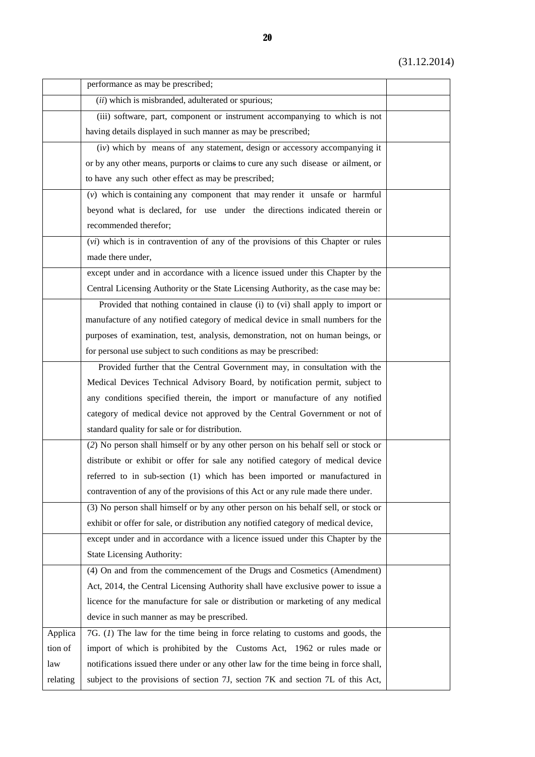(31.12.2014)

| | | |
|---|---|---|
| | performance as may be prescribed; | |
| | (*ii*) which is misbranded, adulterated or spurious; | |
| | (iii) software, part, component or instrument accompanying to which is not having details displayed in such manner as may be prescribed; | |
| | (*iv*) which by means of any statement, design or accessory accompanying it or by any other means, purports or claims to cure any such disease or ailment, or to have any such other effect as may be prescribed; | |
| | (*v*) which is containing any component that may render it unsafe or harmful beyond what is declared, for use under the directions indicated therein or recommended therefor; | |
| | (*vi*) which is in contravention of any of the provisions of this Chapter or rules made there under, | |
| | except under and in accordance with a licence issued under this Chapter by the Central Licensing Authority or the State Licensing Authority, as the case may be: | |
| | Provided that nothing contained in clause (i) to (vi) shall apply to import or manufacture of any notified category of medical device in small numbers for the purposes of examination, test, analysis, demonstration, not on human beings, or for personal use subject to such conditions as may be prescribed: | |
| | Provided further that the Central Government may, in consultation with the Medical Devices Technical Advisory Board, by notification permit, subject to any conditions specified therein, the import or manufacture of any notified category of medical device not approved by the Central Government or not of standard quality for sale or for distribution. | |
| | (*2*) No person shall himself or by any other person on his behalf sell or stock or distribute or exhibit or offer for sale any notified category of medical device referred to in sub-section (1) which has been imported or manufactured in contravention of any of the provisions of this Act or any rule made there under. | |
| | (3) No person shall himself or by any other person on his behalf sell, or stock or exhibit or offer for sale, or distribution any notified category of medical device, | |
| | except under and in accordance with a licence issued under this Chapter by the State Licensing Authority: | |
| | (4) On and from the commencement of the Drugs and Cosmetics (Amendment) Act, 2014, the Central Licensing Authority shall have exclusive power to issue a licence for the manufacture for sale or distribution or marketing of any medical device in such manner as may be prescribed. | |
| Application of law relating | 7G. (*1*) The law for the time being in force relating to customs and goods, the import of which is prohibited by the Customs Act, 1962 or rules made or notifications issued there under or any other law for the time being in force shall, subject to the provisions of section 7J, section 7K and section 7L of this Act, | |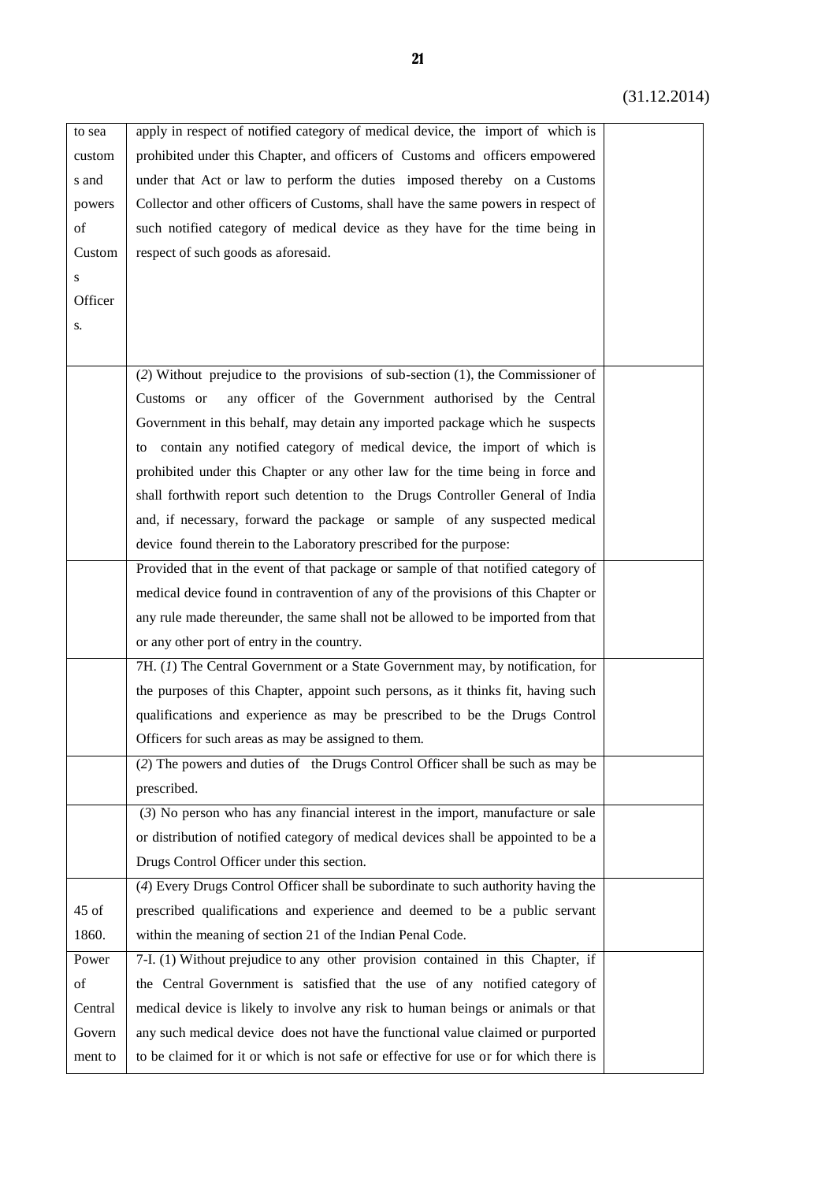(31.12.2014)

| | | |
|---|---|---|
| to sea customs and powers of Customs Officers. | apply in respect of notified category of medical device, the import of which is prohibited under this Chapter, and officers of Customs and officers empowered under that Act or law to perform the duties imposed thereby on a Customs Collector and other officers of Customs, shall have the same powers in respect of such notified category of medical device as they have for the time being in respect of such goods as aforesaid. | |
| | (*2*) Without prejudice to the provisions of sub-section (1), the Commissioner of Customs or any officer of the Government authorised by the Central Government in this behalf, may detain any imported package which he suspects to contain any notified category of medical device, the import of which is prohibited under this Chapter or any other law for the time being in force and shall forthwith report such detention to the Drugs Controller General of India and, if necessary, forward the package or sample of any suspected medical device found therein to the Laboratory prescribed for the purpose: | |
| | Provided that in the event of that package or sample of that notified category of medical device found in contravention of any of the provisions of this Chapter or any rule made thereunder, the same shall not be allowed to be imported from that or any other port of entry in the country. | |
| | 7H. (*1*) The Central Government or a State Government may, by notification, for the purposes of this Chapter, appoint such persons, as it thinks fit, having such qualifications and experience as may be prescribed to be the Drugs Control Officers for such areas as may be assigned to them. | |
| | (*2*) The powers and duties of the Drugs Control Officer shall be such as may be prescribed. | |
| | (*3*) No person who has any financial interest in the import, manufacture or sale or distribution of notified category of medical devices shall be appointed to be a Drugs Control Officer under this section. | |
| 45 of 1860. | (*4*) Every Drugs Control Officer shall be subordinate to such authority having the prescribed qualifications and experience and deemed to be a public servant within the meaning of section 21 of the Indian Penal Code. | |
| Power of Central Government to | 7-I. (1) Without prejudice to any other provision contained in this Chapter, if the Central Government is satisfied that the use of any notified category of medical device is likely to involve any risk to human beings or animals or that any such medical device does not have the functional value claimed or purported to be claimed for it or which is not safe or effective for use or for which there is | |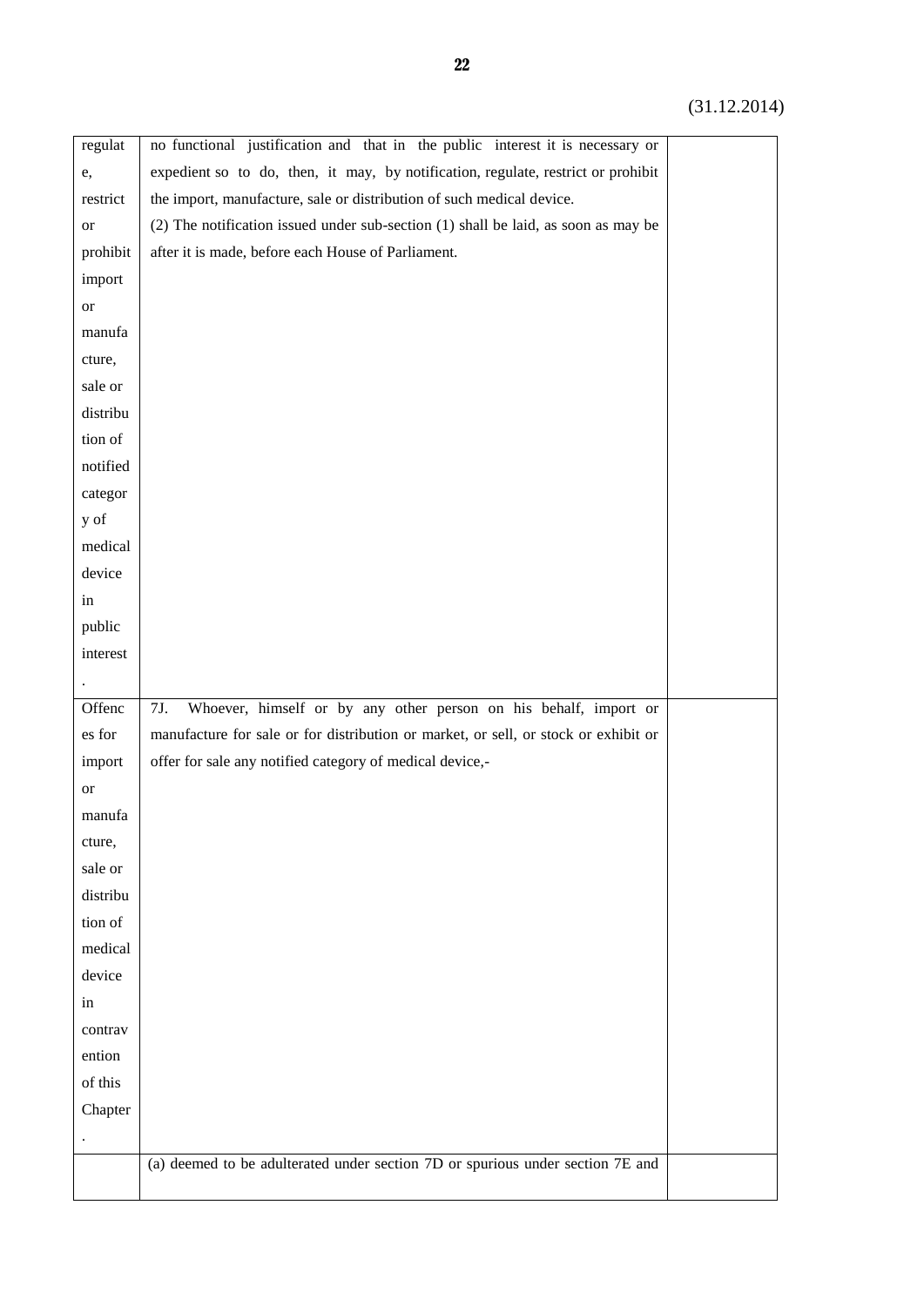(31.12.2014)

| | | |
|---|---|---|
| regulate, restrict or prohibit import or manufacture, sale or distribution of notified category of medical device in public interest. | no functional justification and that in the public interest it is necessary or expedient so to do, then, it may, by notification, regulate, restrict or prohibit the import, manufacture, sale or distribution of such medical device.<br>(2) The notification issued under sub-section (1) shall be laid, as soon as may be after it is made, before each House of Parliament. | |
| Offences for import or manufacture, sale or distribution of medical device in contravention of this Chapter. | 7J. Whoever, himself or by any other person on his behalf, import or manufacture for sale or for distribution or market, or sell, or stock or exhibit or offer for sale any notified category of medical device,- | |
| | (a) deemed to be adulterated under section 7D or spurious under section 7E and | |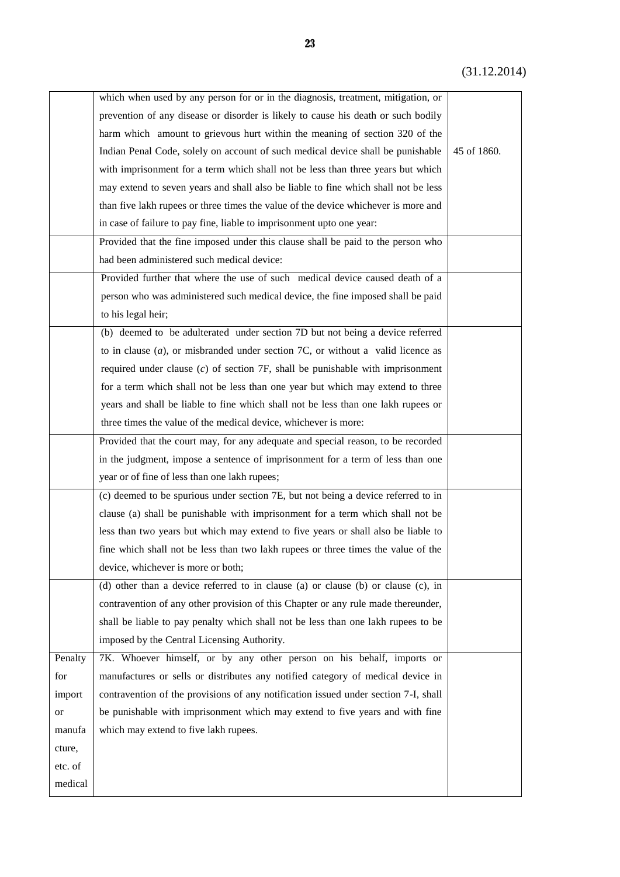| | | |
|---|---|---|
| | which when used by any person for or in the diagnosis, treatment, mitigation, or prevention of any disease or disorder is likely to cause his death or such bodily harm which amount to grievous hurt within the meaning of section 320 of the Indian Penal Code, solely on account of such medical device shall be punishable with imprisonment for a term which shall not be less than three years but which may extend to seven years and shall also be liable to fine which shall not be less than five lakh rupees or three times the value of the device whichever is more and in case of failure to pay fine, liable to imprisonment upto one year: | 45 of 1860. |
| | Provided that the fine imposed under this clause shall be paid to the person who had been administered such medical device: | |
| | Provided further that where the use of such medical device caused death of a person who was administered such medical device, the fine imposed shall be paid to his legal heir; | |
| | (b) deemed to be adulterated under section 7D but not being a device referred to in clause (*a*), or misbranded under section 7C, or without a valid licence as required under clause (*c*) of section 7F, shall be punishable with imprisonment for a term which shall not be less than one year but which may extend to three years and shall be liable to fine which shall not be less than one lakh rupees or three times the value of the medical device, whichever is more: | |
| | Provided that the court may, for any adequate and special reason, to be recorded in the judgment, impose a sentence of imprisonment for a term of less than one year or of fine of less than one lakh rupees; | |
| | (c) deemed to be spurious under section 7E, but not being a device referred to in clause (a) shall be punishable with imprisonment for a term which shall not be less than two years but which may extend to five years or shall also be liable to fine which shall not be less than two lakh rupees or three times the value of the device, whichever is more or both; | |
| | (d) other than a device referred to in clause (a) or clause (b) or clause (c), in contravention of any other provision of this Chapter or any rule made thereunder, shall be liable to pay penalty which shall not be less than one lakh rupees to be imposed by the Central Licensing Authority. | |
| Penalty for import or manufacture, etc. of medical | 7K. Whoever himself, or by any other person on his behalf, imports or manufactures or sells or distributes any notified category of medical device in contravention of the provisions of any notification issued under section 7-I, shall be punishable with imprisonment which may extend to five years and with fine which may extend to five lakh rupees. | |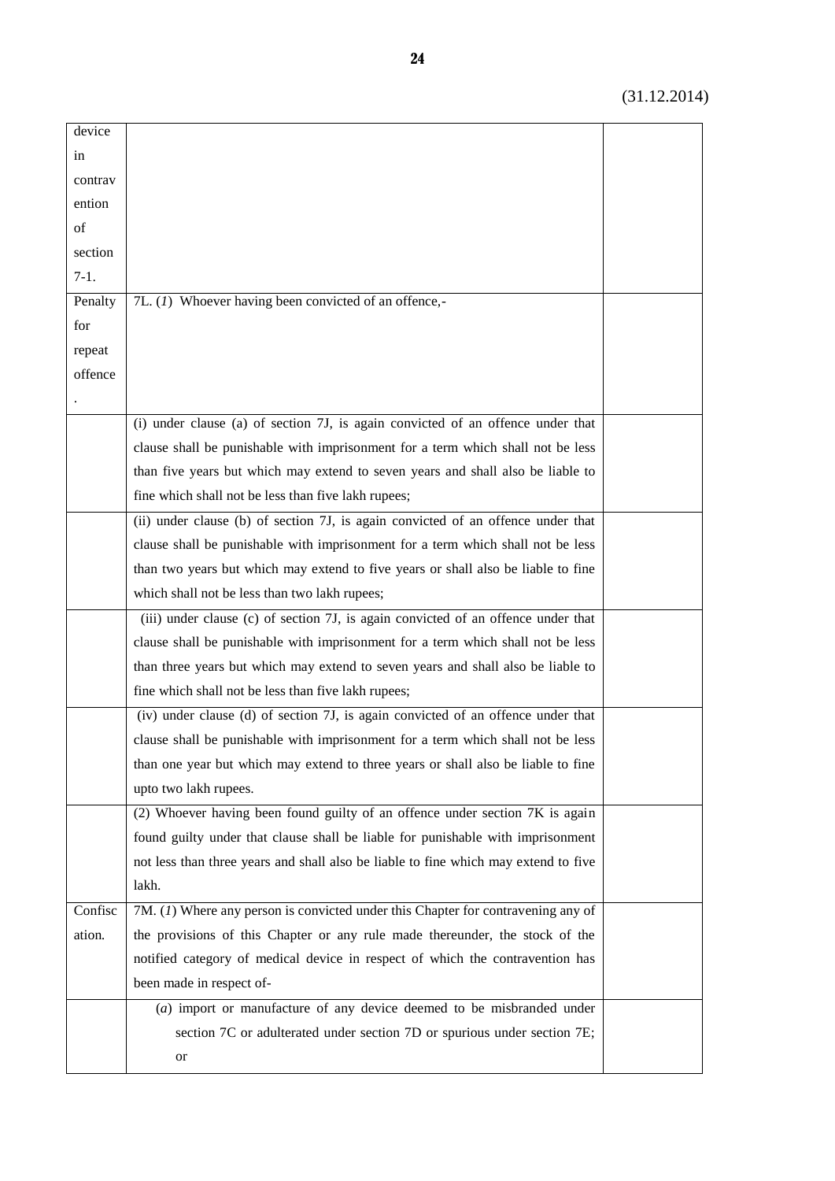(31.12.2014)

| | | |
|---|---|---|
| device in contravention of section 7-1. | | |
| Penalty for repeat offence. | 7L. (*1*) Whoever having been convicted of an offence,- | |
| | (i) under clause (a) of section 7J, is again convicted of an offence under that clause shall be punishable with imprisonment for a term which shall not be less than five years but which may extend to seven years and shall also be liable to fine which shall not be less than five lakh rupees; | |
| | (ii) under clause (b) of section 7J, is again convicted of an offence under that clause shall be punishable with imprisonment for a term which shall not be less than two years but which may extend to five years or shall also be liable to fine which shall not be less than two lakh rupees; | |
| | (iii) under clause (c) of section 7J, is again convicted of an offence under that clause shall be punishable with imprisonment for a term which shall not be less than three years but which may extend to seven years and shall also be liable to fine which shall not be less than five lakh rupees; | |
| | (iv) under clause (d) of section 7J, is again convicted of an offence under that clause shall be punishable with imprisonment for a term which shall not be less than one year but which may extend to three years or shall also be liable to fine upto two lakh rupees. | |
| | (2) Whoever having been found guilty of an offence under section 7K is again found guilty under that clause shall be liable for punishable with imprisonment not less than three years and shall also be liable to fine which may extend to five lakh. | |
| Confiscation. | 7M. (*1*) Where any person is convicted under this Chapter for contravening any of the provisions of this Chapter or any rule made thereunder, the stock of the notified category of medical device in respect of which the contravention has been made in respect of- | |
| | (*a*) import or manufacture of any device deemed to be misbranded under section 7C or adulterated under section 7D or spurious under section 7E; or | |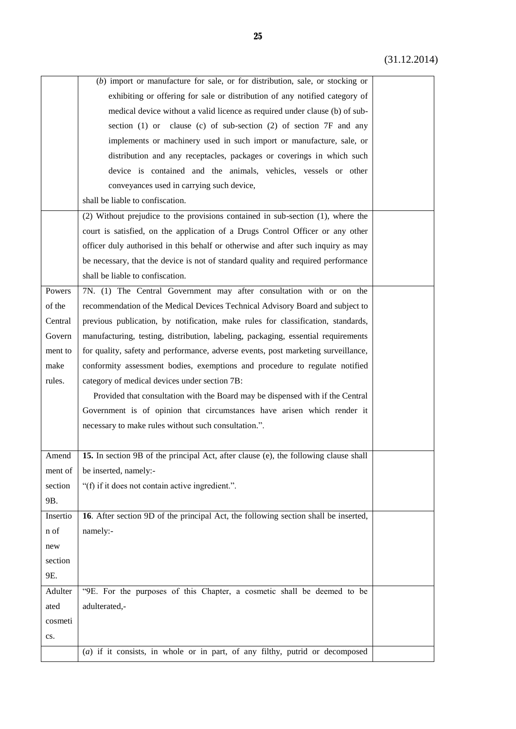(31.12.2014)

| | | |
|---|---|---|
| | (*b*) import or manufacture for sale, or for distribution, sale, or stocking or exhibiting or offering for sale or distribution of any notified category of medical device without a valid licence as required under clause (b) of sub-section (1) or clause (c) of sub-section (2) of section 7F and any implements or machinery used in such import or manufacture, sale, or distribution and any receptacles, packages or coverings in which such device is contained and the animals, vehicles, vessels or other conveyances used in carrying such device, shall be liable to confiscation. | |
| | (2) Without prejudice to the provisions contained in sub-section (1), where the court is satisfied, on the application of a Drugs Control Officer or any other officer duly authorised in this behalf or otherwise and after such inquiry as may be necessary, that the device is not of standard quality and required performance shall be liable to confiscation. | |
| Powers of the Central Government to make rules. | 7N. (1) The Central Government may after consultation with or on the recommendation of the Medical Devices Technical Advisory Board and subject to previous publication, by notification, make rules for classification, standards, manufacturing, testing, distribution, labeling, packaging, essential requirements for quality, safety and performance, adverse events, post marketing surveillance, conformity assessment bodies, exemptions and procedure to regulate notified category of medical devices under section 7B:<br>Provided that consultation with the Board may be dispensed with if the Central Government is of opinion that circumstances have arisen which render it necessary to make rules without such consultation.". | |
| Amendment of section 9B. | **15.** In section 9B of the principal Act, after clause (e), the following clause shall be inserted, namely:-<br>"(f) if it does not contain active ingredient.". | |
| Insertion of new section 9E. | **16**. After section 9D of the principal Act, the following section shall be inserted, namely:- | |
| Adulterated cosmetics. | "9E. For the purposes of this Chapter, a cosmetic shall be deemed to be adulterated,- | |
| | (*a*) if it consists, in whole or in part, of any filthy, putrid or decomposed | |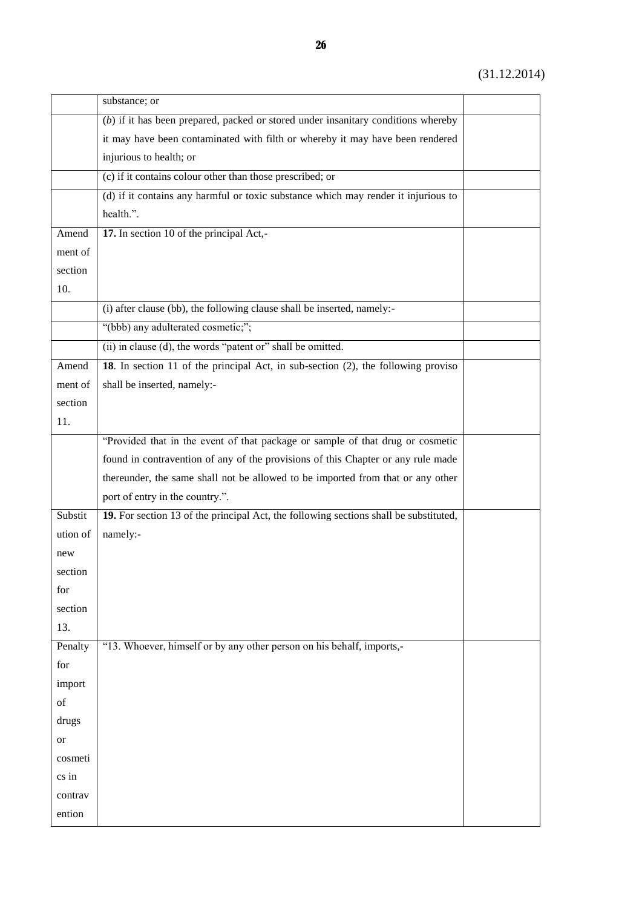(31.12.2014)

| | | |
|---|---|---|
| | substance; or | |
| | (*b*) if it has been prepared, packed or stored under insanitary conditions whereby it may have been contaminated with filth or whereby it may have been rendered injurious to health; or | |
| | (c) if it contains colour other than those prescribed; or | |
| | (d) if it contains any harmful or toxic substance which may render it injurious to health.". | |
| Amendment of section 10. | **17.** In section 10 of the principal Act,- | |
| | (i) after clause (bb), the following clause shall be inserted, namely:- | |
| | "(bbb) any adulterated cosmetic;"; | |
| | (ii) in clause (d), the words "patent or" shall be omitted. | |
| Amendment of section 11. | **18**. In section 11 of the principal Act, in sub-section (2), the following proviso shall be inserted, namely:- | |
| | "Provided that in the event of that package or sample of that drug or cosmetic found in contravention of any of the provisions of this Chapter or any rule made thereunder, the same shall not be allowed to be imported from that or any other port of entry in the country.". | |
| Substitution of new section for section 13. | **19.** For section 13 of the principal Act, the following sections shall be substituted, namely:- | |
| Penalty for import of drugs or cosmetics in contravention | "13. Whoever, himself or by any other person on his behalf, imports,- | |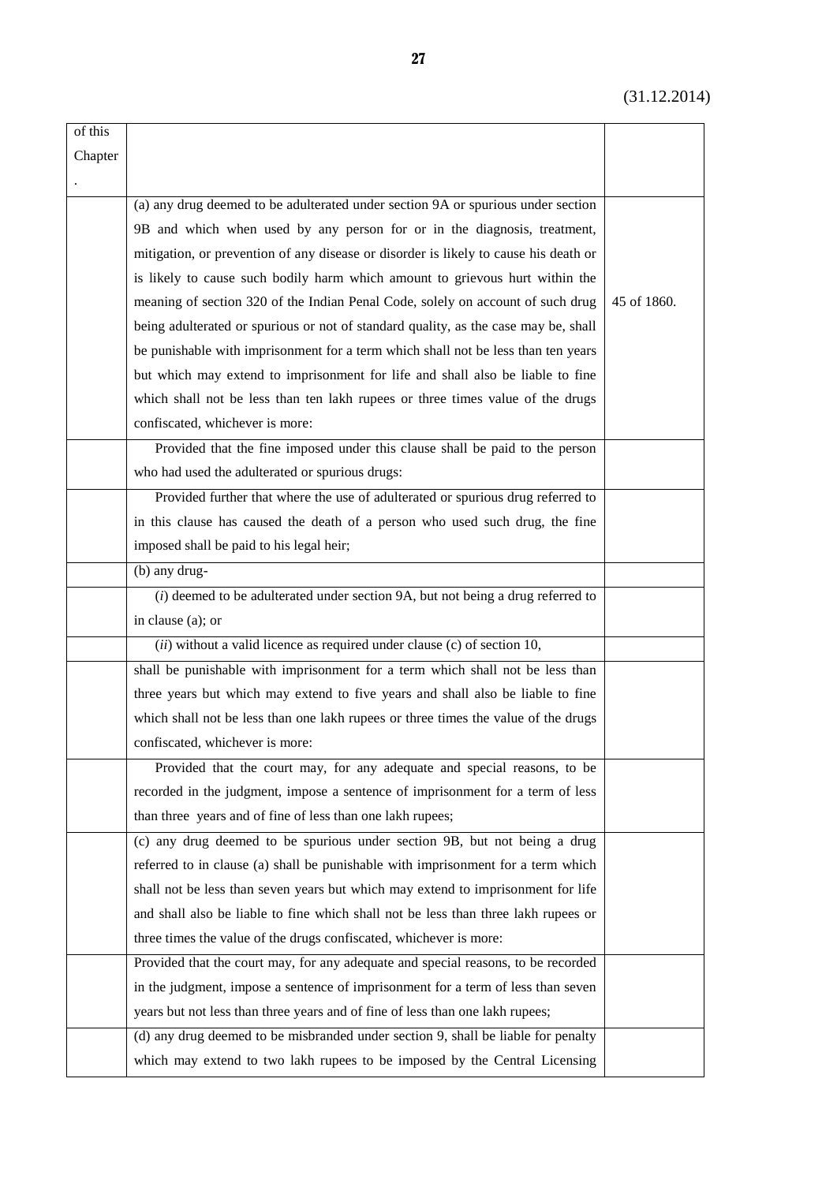| | | |
|---|---|---|
| of this Chapter. | | |
| | (a) any drug deemed to be adulterated under section 9A or spurious under section 9B and which when used by any person for or in the diagnosis, treatment, mitigation, or prevention of any disease or disorder is likely to cause his death or is likely to cause such bodily harm which amount to grievous hurt within the meaning of section 320 of the Indian Penal Code, solely on account of such drug being adulterated or spurious or not of standard quality, as the case may be, shall be punishable with imprisonment for a term which shall not be less than ten years but which may extend to imprisonment for life and shall also be liable to fine which shall not be less than ten lakh rupees or three times value of the drugs confiscated, whichever is more: | 45 of 1860. |
| | Provided that the fine imposed under this clause shall be paid to the person who had used the adulterated or spurious drugs: | |
| | Provided further that where the use of adulterated or spurious drug referred to in this clause has caused the death of a person who used such drug, the fine imposed shall be paid to his legal heir; | |
| | (b) any drug- | |
| | (*i*) deemed to be adulterated under section 9A, but not being a drug referred to in clause (a); or | |
| | (*ii*) without a valid licence as required under clause (c) of section 10, | |
| | shall be punishable with imprisonment for a term which shall not be less than three years but which may extend to five years and shall also be liable to fine which shall not be less than one lakh rupees or three times the value of the drugs confiscated, whichever is more: | |
| | Provided that the court may, for any adequate and special reasons, to be recorded in the judgment, impose a sentence of imprisonment for a term of less than three years and of fine of less than one lakh rupees; | |
| | (c) any drug deemed to be spurious under section 9B, but not being a drug referred to in clause (a) shall be punishable with imprisonment for a term which shall not be less than seven years but which may extend to imprisonment for life and shall also be liable to fine which shall not be less than three lakh rupees or three times the value of the drugs confiscated, whichever is more: | |
| | Provided that the court may, for any adequate and special reasons, to be recorded in the judgment, impose a sentence of imprisonment for a term of less than seven years but not less than three years and of fine of less than one lakh rupees; | |
| | (d) any drug deemed to be misbranded under section 9, shall be liable for penalty which may extend to two lakh rupees to be imposed by the Central Licensing | |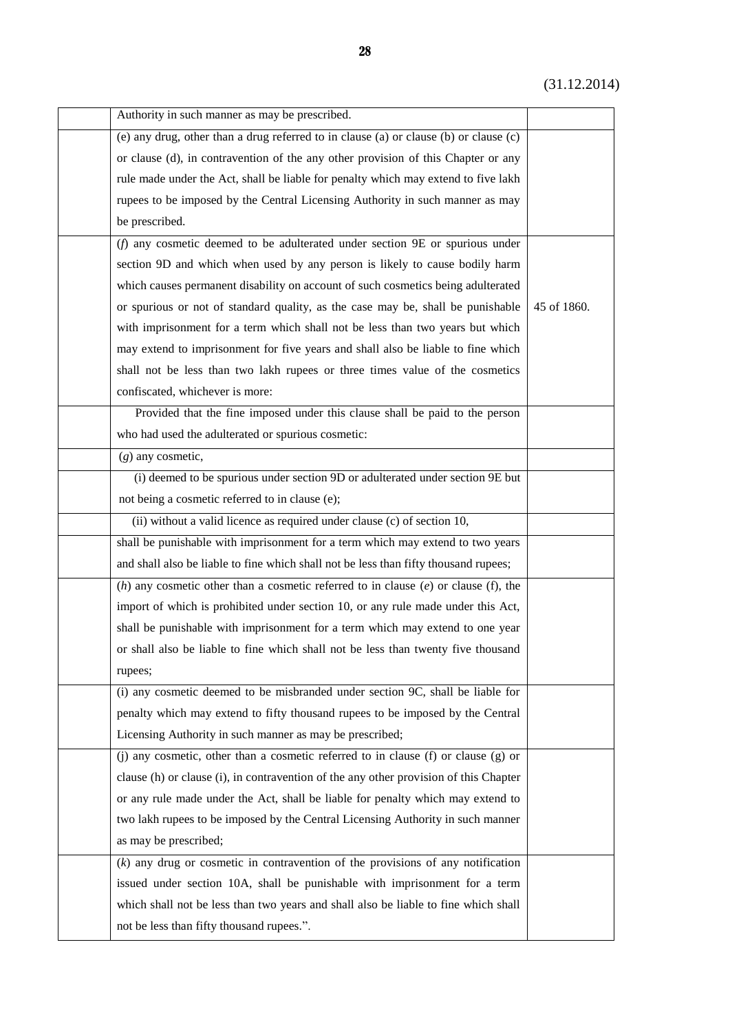(31.12.2014)

| | | |
|---|---|---|
| | Authority in such manner as may be prescribed. | |
| | (e) any drug, other than a drug referred to in clause (a) or clause (b) or clause (c) or clause (d), in contravention of the any other provision of this Chapter or any rule made under the Act, shall be liable for penalty which may extend to five lakh rupees to be imposed by the Central Licensing Authority in such manner as may be prescribed. | |
| | (*f*) any cosmetic deemed to be adulterated under section 9E or spurious under section 9D and which when used by any person is likely to cause bodily harm which causes permanent disability on account of such cosmetics being adulterated or spurious or not of standard quality, as the case may be, shall be punishable with imprisonment for a term which shall not be less than two years but which may extend to imprisonment for five years and shall also be liable to fine which shall not be less than two lakh rupees or three times value of the cosmetics confiscated, whichever is more: | 45 of 1860. |
| | Provided that the fine imposed under this clause shall be paid to the person who had used the adulterated or spurious cosmetic: | |
| | (*g*) any cosmetic, | |
| | (i) deemed to be spurious under section 9D or adulterated under section 9E but not being a cosmetic referred to in clause (e); | |
| | (ii) without a valid licence as required under clause (c) of section 10, | |
| | shall be punishable with imprisonment for a term which may extend to two years and shall also be liable to fine which shall not be less than fifty thousand rupees; | |
| | (*h*) any cosmetic other than a cosmetic referred to in clause (*e*) or clause (f), the import of which is prohibited under section 10, or any rule made under this Act, shall be punishable with imprisonment for a term which may extend to one year or shall also be liable to fine which shall not be less than twenty five thousand rupees; | |
| | (i) any cosmetic deemed to be misbranded under section 9C, shall be liable for penalty which may extend to fifty thousand rupees to be imposed by the Central Licensing Authority in such manner as may be prescribed; | |
| | (j) any cosmetic, other than a cosmetic referred to in clause (f) or clause (g) or clause (h) or clause (i), in contravention of the any other provision of this Chapter or any rule made under the Act, shall be liable for penalty which may extend to two lakh rupees to be imposed by the Central Licensing Authority in such manner as may be prescribed; | |
| | (*k*) any drug or cosmetic in contravention of the provisions of any notification issued under section 10A, shall be punishable with imprisonment for a term which shall not be less than two years and shall also be liable to fine which shall not be less than fifty thousand rupees.". | |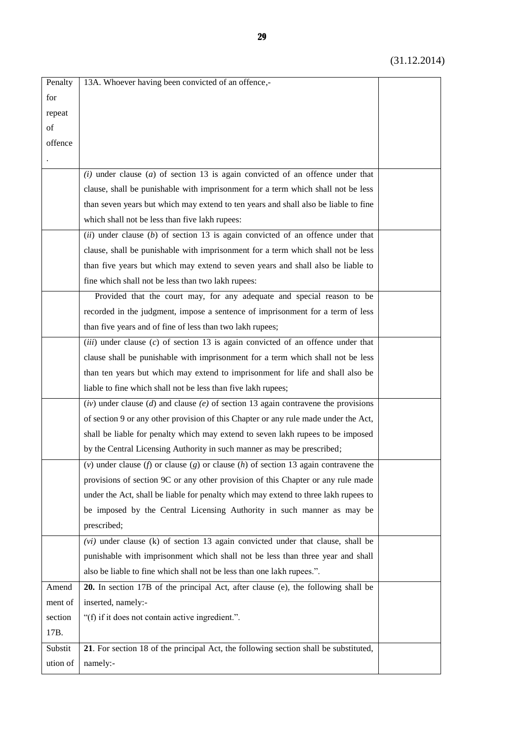(31.12.2014)

| | | |
|---|---|---|
| Penalty for repeat of offence. | 13A. Whoever having been convicted of an offence,- | |
| | *(i)* under clause (*a*) of section 13 is again convicted of an offence under that clause, shall be punishable with imprisonment for a term which shall not be less than seven years but which may extend to ten years and shall also be liable to fine which shall not be less than five lakh rupees: | |
| | (*ii*) under clause (*b*) of section 13 is again convicted of an offence under that clause, shall be punishable with imprisonment for a term which shall not be less than five years but which may extend to seven years and shall also be liable to fine which shall not be less than two lakh rupees: | |
| | Provided that the court may, for any adequate and special reason to be recorded in the judgment, impose a sentence of imprisonment for a term of less than five years and of fine of less than two lakh rupees; | |
| | (*iii*) under clause (*c*) of section 13 is again convicted of an offence under that clause shall be punishable with imprisonment for a term which shall not be less than ten years but which may extend to imprisonment for life and shall also be liable to fine which shall not be less than five lakh rupees; | |
| | (*iv*) under clause (*d*) and clause *(e)* of section 13 again contravene the provisions of section 9 or any other provision of this Chapter or any rule made under the Act, shall be liable for penalty which may extend to seven lakh rupees to be imposed by the Central Licensing Authority in such manner as may be prescribed; | |
| | (*v*) under clause (*f*) or clause (*g*) or clause (*h*) of section 13 again contravene the provisions of section 9C or any other provision of this Chapter or any rule made under the Act, shall be liable for penalty which may extend to three lakh rupees to be imposed by the Central Licensing Authority in such manner as may be prescribed; | |
| | *(vi)* under clause (k) of section 13 again convicted under that clause, shall be punishable with imprisonment which shall not be less than three year and shall also be liable to fine which shall not be less than one lakh rupees.". | |
| Amendment of section 17B. | **20.** In section 17B of the principal Act, after clause (e), the following shall be inserted, namely:- "(f) if it does not contain active ingredient.". | |
| Substitution of | **21**. For section 18 of the principal Act, the following section shall be substituted, namely:- | |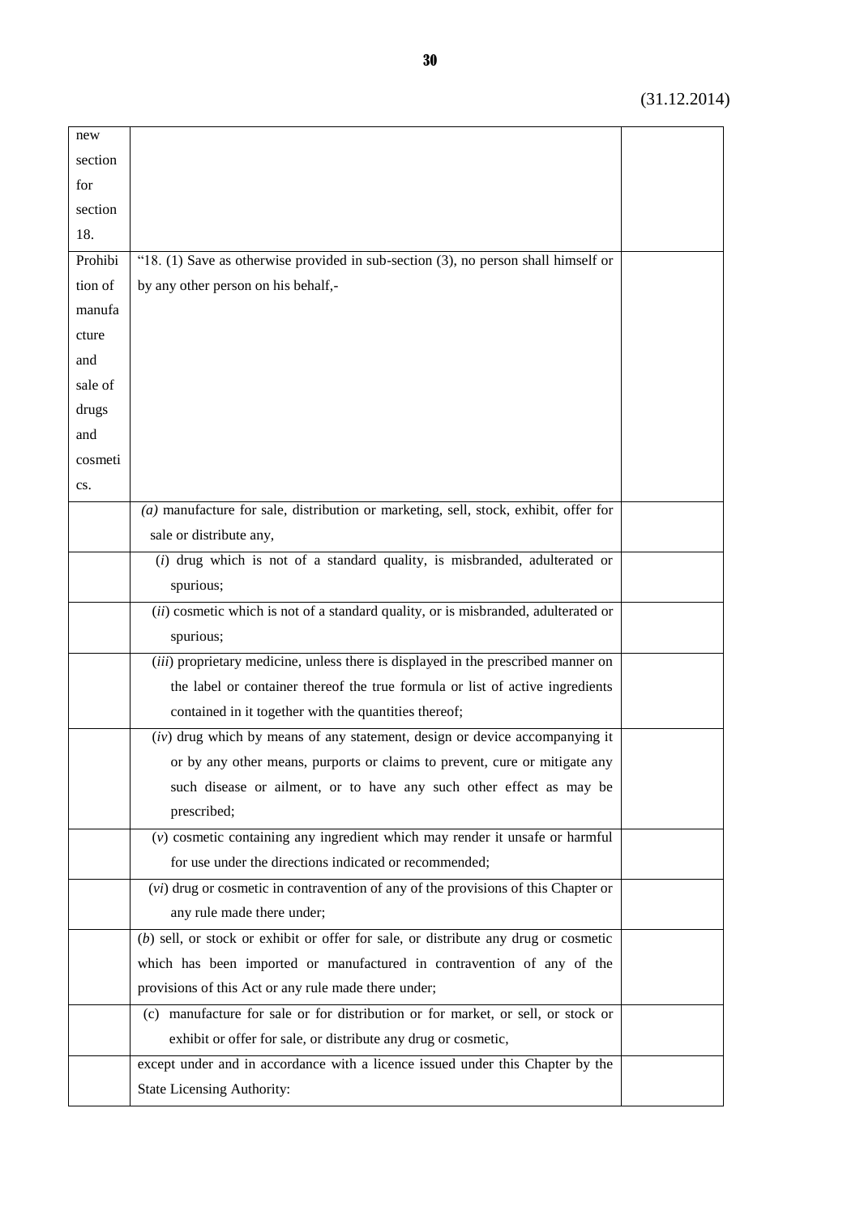(31.12.2014)

| new section for section 18. | | |
|---|---|---|
| Prohibition of manufacture and sale of drugs and cosmetics. | "18. (1) Save as otherwise provided in sub-section (3), no person shall himself or by any other person on his behalf,- | |
| | *(a)* manufacture for sale, distribution or marketing, sell, stock, exhibit, offer for sale or distribute any, | |
| | (*i*) drug which is not of a standard quality, is misbranded, adulterated or spurious; | |
| | (*ii*) cosmetic which is not of a standard quality, or is misbranded, adulterated or spurious; | |
| | (*iii*) proprietary medicine, unless there is displayed in the prescribed manner on the label or container thereof the true formula or list of active ingredients contained in it together with the quantities thereof; | |
| | (*iv*) drug which by means of any statement, design or device accompanying it or by any other means, purports or claims to prevent, cure or mitigate any such disease or ailment, or to have any such other effect as may be prescribed; | |
| | (*v*) cosmetic containing any ingredient which may render it unsafe or harmful for use under the directions indicated or recommended; | |
| | (*vi*) drug or cosmetic in contravention of any of the provisions of this Chapter or any rule made there under; | |
| | (*b*) sell, or stock or exhibit or offer for sale, or distribute any drug or cosmetic which has been imported or manufactured in contravention of any of the provisions of this Act or any rule made there under; | |
| | (c) manufacture for sale or for distribution or for market, or sell, or stock or exhibit or offer for sale, or distribute any drug or cosmetic, | |
| | except under and in accordance with a licence issued under this Chapter by the State Licensing Authority: | |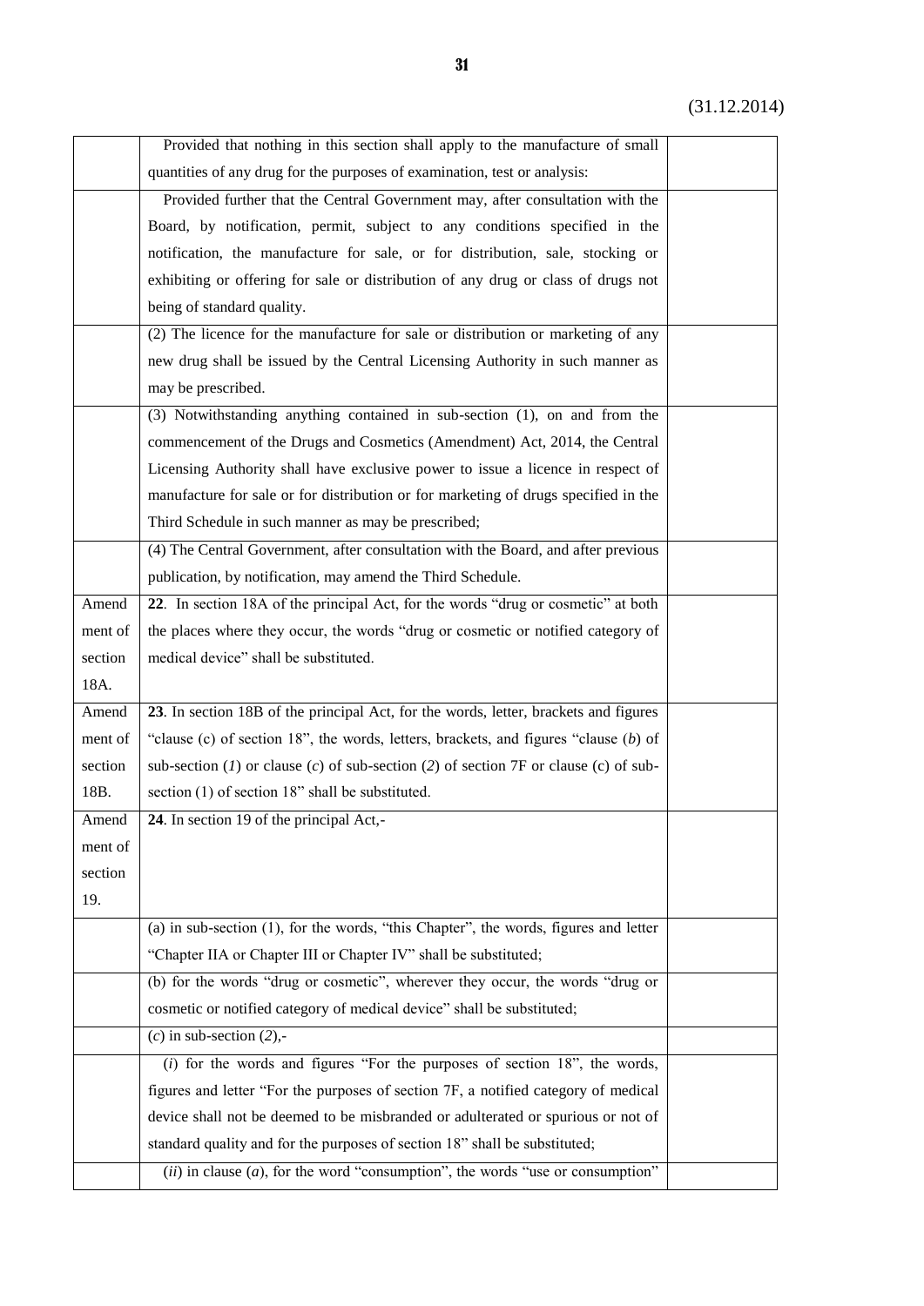(31.12.2014)

| | | |
|---|---|---|
| | Provided that nothing in this section shall apply to the manufacture of small quantities of any drug for the purposes of examination, test or analysis: | |
| | Provided further that the Central Government may, after consultation with the Board, by notification, permit, subject to any conditions specified in the notification, the manufacture for sale, or for distribution, sale, stocking or exhibiting or offering for sale or distribution of any drug or class of drugs not being of standard quality. | |
| | (2) The licence for the manufacture for sale or distribution or marketing of any new drug shall be issued by the Central Licensing Authority in such manner as may be prescribed. | |
| | (3) Notwithstanding anything contained in sub-section (1), on and from the commencement of the Drugs and Cosmetics (Amendment) Act, 2014, the Central Licensing Authority shall have exclusive power to issue a licence in respect of manufacture for sale or for distribution or for marketing of drugs specified in the Third Schedule in such manner as may be prescribed; | |
| | (4) The Central Government, after consultation with the Board, and after previous publication, by notification, may amend the Third Schedule. | |
| Amendment of section 18A. | **22**. In section 18A of the principal Act, for the words "drug or cosmetic" at both the places where they occur, the words "drug or cosmetic or notified category of medical device" shall be substituted. | |
| Amendment of section 18B. | **23**. In section 18B of the principal Act, for the words, letter, brackets and figures "clause (c) of section 18", the words, letters, brackets, and figures "clause (*b*) of sub-section (*1*) or clause (*c*) of sub-section (*2*) of section 7F or clause (c) of sub-section (1) of section 18" shall be substituted. | |
| Amendment of section 19. | **24**. In section 19 of the principal Act,- | |
| | (a) in sub-section (1), for the words, "this Chapter", the words, figures and letter "Chapter IIA or Chapter III or Chapter IV" shall be substituted; | |
| | (b) for the words "drug or cosmetic", wherever they occur, the words "drug or cosmetic or notified category of medical device" shall be substituted; | |
| | (*c*) in sub-section (*2*),- | |
| | (*i*) for the words and figures "For the purposes of section 18", the words, figures and letter "For the purposes of section 7F, a notified category of medical device shall not be deemed to be misbranded or adulterated or spurious or not of standard quality and for the purposes of section 18" shall be substituted; | |
| | (*ii*) in clause (*a*), for the word "consumption", the words "use or consumption" | |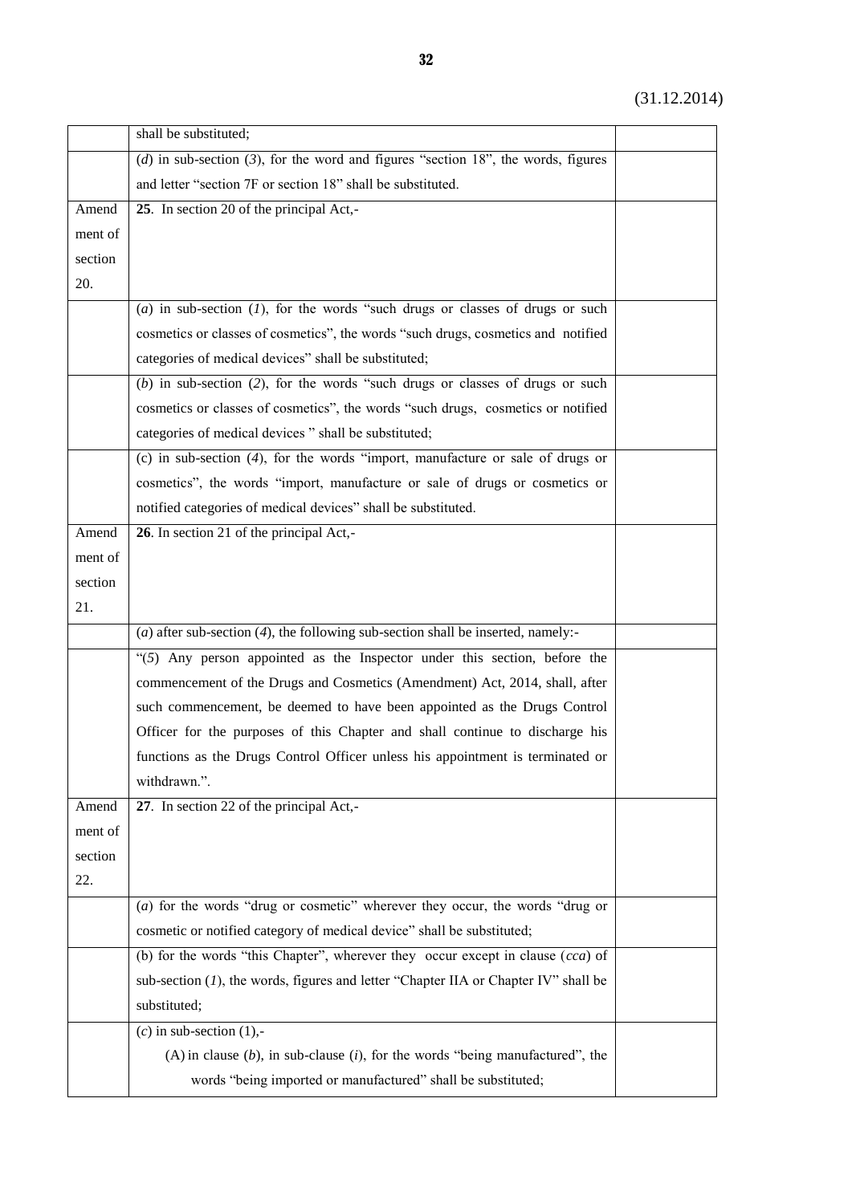(31.12.2014)

| | | |
|---|---|---|
| | shall be substituted; | |
| | (*d*) in sub-section (*3*), for the word and figures "section 18", the words, figures and letter "section 7F or section 18" shall be substituted. | |
| Amendment of section 20. | **25**. In section 20 of the principal Act,- | |
| | (*a*) in sub-section (*1*), for the words "such drugs or classes of drugs or such cosmetics or classes of cosmetics", the words "such drugs, cosmetics and notified categories of medical devices" shall be substituted; | |
| | (*b*) in sub-section (*2*), for the words "such drugs or classes of drugs or such cosmetics or classes of cosmetics", the words "such drugs, cosmetics or notified categories of medical devices " shall be substituted; | |
| | (c) in sub-section (*4*), for the words "import, manufacture or sale of drugs or cosmetics", the words "import, manufacture or sale of drugs or cosmetics or notified categories of medical devices" shall be substituted. | |
| Amendment of section 21. | **26**. In section 21 of the principal Act,- | |
| | (*a*) after sub-section (*4*), the following sub-section shall be inserted, namely:- | |
| | "(*5*) Any person appointed as the Inspector under this section, before the commencement of the Drugs and Cosmetics (Amendment) Act, 2014, shall, after such commencement, be deemed to have been appointed as the Drugs Control Officer for the purposes of this Chapter and shall continue to discharge his functions as the Drugs Control Officer unless his appointment is terminated or withdrawn.". | |
| Amendment of section 22. | **27**. In section 22 of the principal Act,- | |
| | (*a*) for the words "drug or cosmetic" wherever they occur, the words "drug or cosmetic or notified category of medical device" shall be substituted; | |
| | (b) for the words "this Chapter", wherever they occur except in clause (*cca*) of sub-section (*1*), the words, figures and letter "Chapter IIA or Chapter IV" shall be substituted; | |
| | (*c*) in sub-section (1),- (A) in clause (*b*), in sub-clause (*i*), for the words "being manufactured", the words "being imported or manufactured" shall be substituted; | |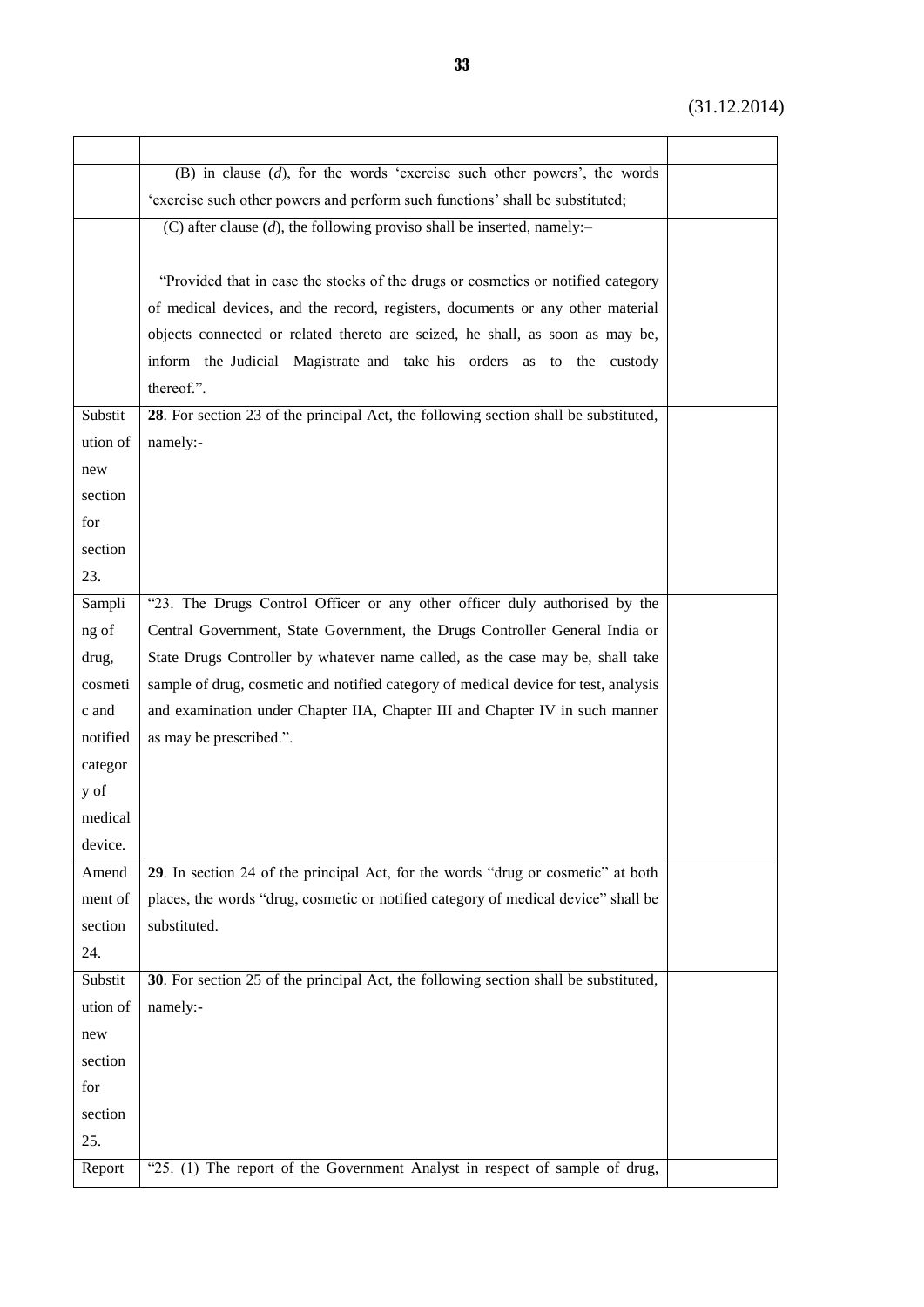(31.12.2014)

| | | |
|---|---|---|
| | (B) in clause (*d*), for the words 'exercise such other powers', the words 'exercise such other powers and perform such functions' shall be substituted; | |
| | (C) after clause (*d*), the following proviso shall be inserted, namely:– <br><br> "Provided that in case the stocks of the drugs or cosmetics or notified category of medical devices, and the record, registers, documents or any other material objects connected or related thereto are seized, he shall, as soon as may be, inform the Judicial Magistrate and take his orders as to the custody thereof.". | |
| Substitution of new section for section 23. | **28**. For section 23 of the principal Act, the following section shall be substituted, namely:- | |
| Sampling of drug, cosmetic and notified category of medical device. | "23. The Drugs Control Officer or any other officer duly authorised by the Central Government, State Government, the Drugs Controller General India or State Drugs Controller by whatever name called, as the case may be, shall take sample of drug, cosmetic and notified category of medical device for test, analysis and examination under Chapter IIA, Chapter III and Chapter IV in such manner as may be prescribed.". | |
| Amendment of section 24. | **29**. In section 24 of the principal Act, for the words "drug or cosmetic" at both places, the words "drug, cosmetic or notified category of medical device" shall be substituted. | |
| Substitution of new section for section 25. | **30**. For section 25 of the principal Act, the following section shall be substituted, namely:- | |
| Report | "25. (1) The report of the Government Analyst in respect of sample of drug, | |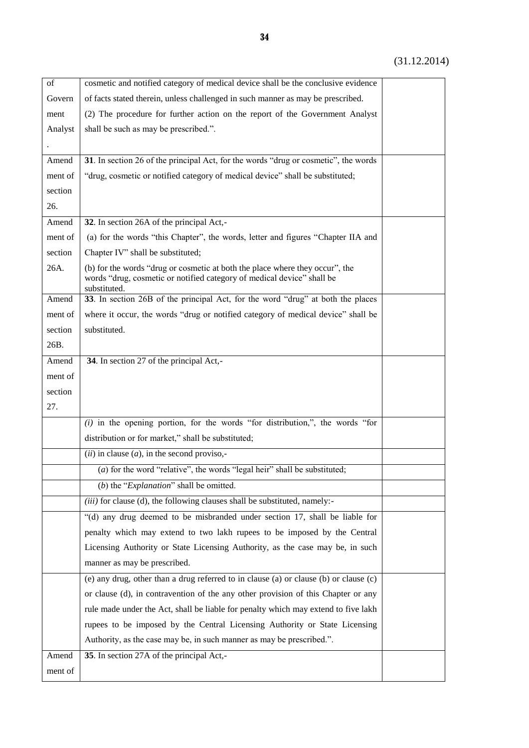(31.12.2014)

| | | |
|---|---|---|
| of Govern ment Analyst . | cosmetic and notified category of medical device shall be the conclusive evidence of facts stated therein, unless challenged in such manner as may be prescribed. (2) The procedure for further action on the report of the Government Analyst shall be such as may be prescribed.". | |
| Amend ment of section 26. | **31**. In section 26 of the principal Act, for the words "drug or cosmetic", the words "drug, cosmetic or notified category of medical device" shall be substituted; | |
| Amend ment of section 26A. | **32**. In section 26A of the principal Act,- (a) for the words "this Chapter", the words, letter and figures "Chapter IIA and Chapter IV" shall be substituted; (b) for the words "drug or cosmetic at both the place where they occur", the words "drug, cosmetic or notified category of medical device" shall be substituted. | |
| Amend ment of section 26B. | **33**. In section 26B of the principal Act, for the word "drug" at both the places where it occur, the words "drug or notified category of medical device" shall be substituted. | |
| Amend ment of section 27. | **34**. In section 27 of the principal Act,- | |
| | *(i)* in the opening portion, for the words "for distribution,", the words "for distribution or for market," shall be substituted; | |
| | (*ii*) in clause (*a*), in the second proviso,- | |
| | (*a*) for the word "relative", the words "legal heir" shall be substituted; | |
| | (*b*) the "*Explanation*" shall be omitted. | |
| | *(iii)* for clause (d), the following clauses shall be substituted, namely:- | |
| | "(d) any drug deemed to be misbranded under section 17, shall be liable for penalty which may extend to two lakh rupees to be imposed by the Central Licensing Authority or State Licensing Authority, as the case may be, in such manner as may be prescribed. | |
| | (e) any drug, other than a drug referred to in clause (a) or clause (b) or clause (c) or clause (d), in contravention of the any other provision of this Chapter or any rule made under the Act, shall be liable for penalty which may extend to five lakh rupees to be imposed by the Central Licensing Authority or State Licensing Authority, as the case may be, in such manner as may be prescribed.". | |
| Amend ment of | **35**. In section 27A of the principal Act,- | |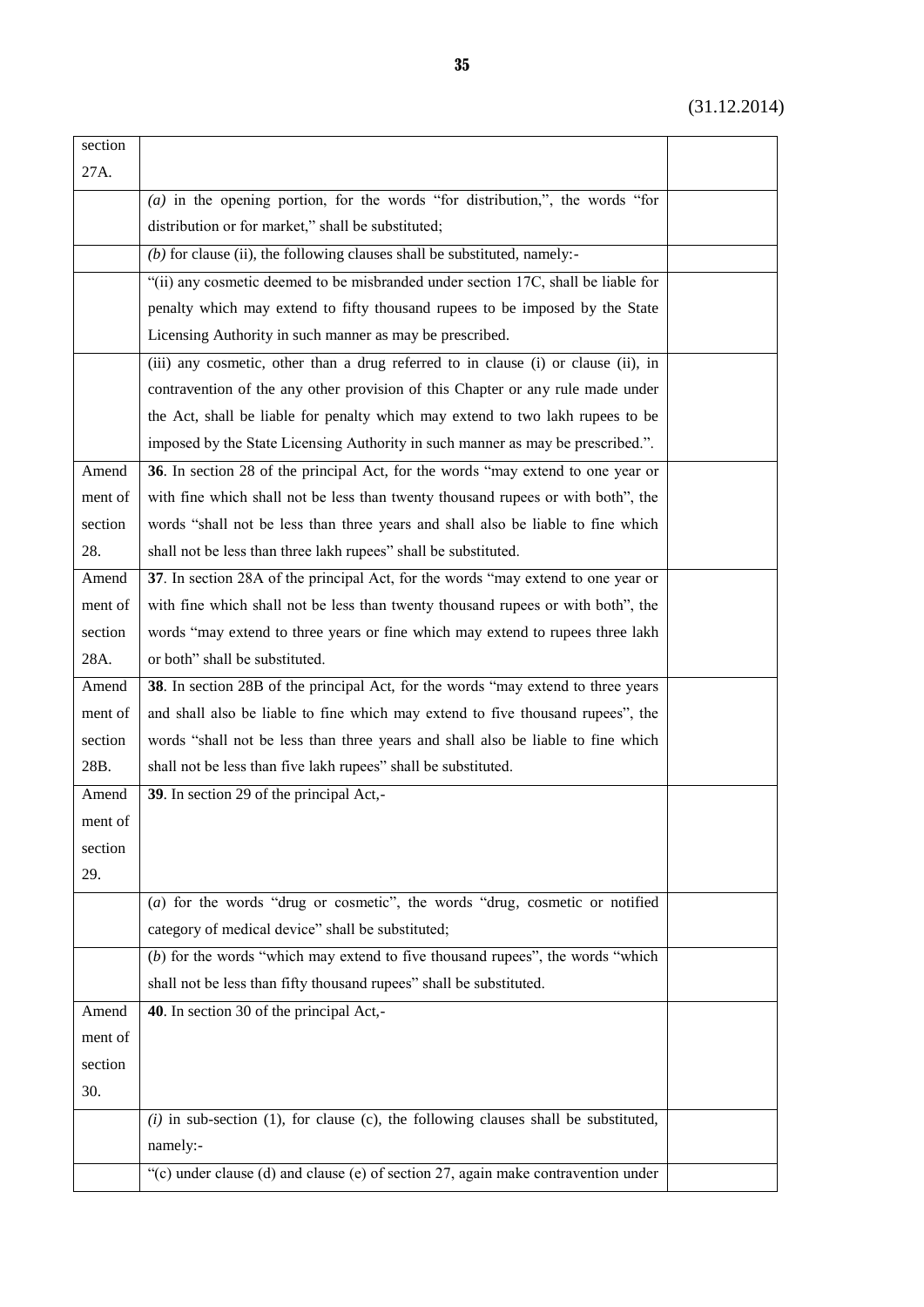(31.12.2014)

| | | |
|---|---|---|
| section 27A. | | |
| | *(a)* in the opening portion, for the words "for distribution,", the words "for distribution or for market," shall be substituted; | |
| | *(b)* for clause (ii), the following clauses shall be substituted, namely:- | |
| | "(ii) any cosmetic deemed to be misbranded under section 17C, shall be liable for penalty which may extend to fifty thousand rupees to be imposed by the State Licensing Authority in such manner as may be prescribed. | |
| | (iii) any cosmetic, other than a drug referred to in clause (i) or clause (ii), in contravention of the any other provision of this Chapter or any rule made under the Act, shall be liable for penalty which may extend to two lakh rupees to be imposed by the State Licensing Authority in such manner as may be prescribed.". | |
| Amendment of section 28. | **36**. In section 28 of the principal Act, for the words "may extend to one year or with fine which shall not be less than twenty thousand rupees or with both", the words "shall not be less than three years and shall also be liable to fine which shall not be less than three lakh rupees" shall be substituted. | |
| Amendment of section 28A. | **37**. In section 28A of the principal Act, for the words "may extend to one year or with fine which shall not be less than twenty thousand rupees or with both", the words "may extend to three years or fine which may extend to rupees three lakh or both" shall be substituted. | |
| Amendment of section 28B. | **38**. In section 28B of the principal Act, for the words "may extend to three years and shall also be liable to fine which may extend to five thousand rupees", the words "shall not be less than three years and shall also be liable to fine which shall not be less than five lakh rupees" shall be substituted. | |
| Amendment of section 29. | **39**. In section 29 of the principal Act,- | |
| | (*a*) for the words "drug or cosmetic", the words "drug, cosmetic or notified category of medical device" shall be substituted; | |
| | (*b*) for the words "which may extend to five thousand rupees", the words "which shall not be less than fifty thousand rupees" shall be substituted. | |
| Amendment of section 30. | **40**. In section 30 of the principal Act,- | |
| | *(i)* in sub-section (1), for clause (c), the following clauses shall be substituted, namely:- | |
| | "(c) under clause (d) and clause (e) of section 27, again make contravention under | |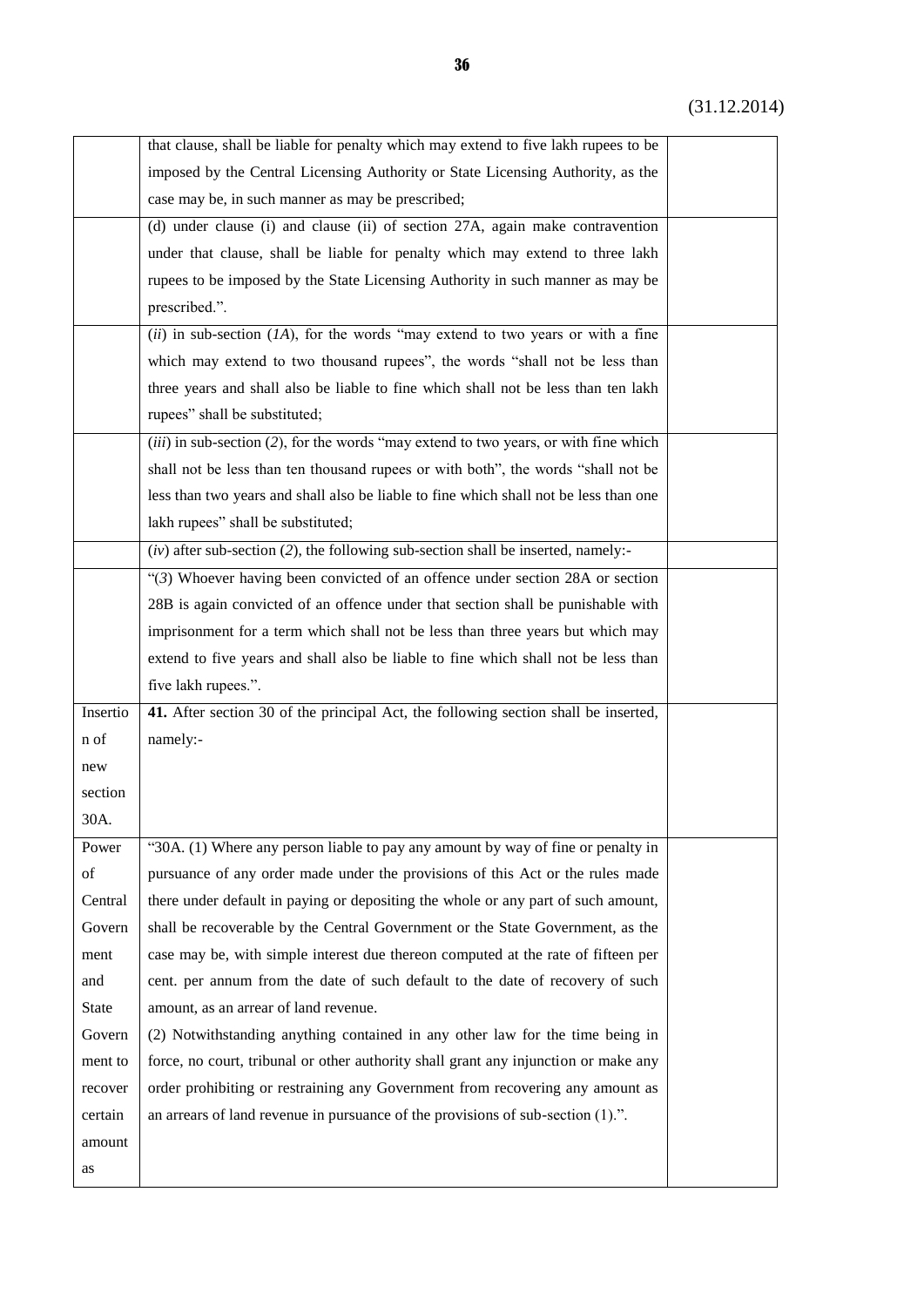| | | |
|---|---|---|
| | that clause, shall be liable for penalty which may extend to five lakh rupees to be imposed by the Central Licensing Authority or State Licensing Authority, as the case may be, in such manner as may be prescribed; | |
| | (d) under clause (i) and clause (ii) of section 27A, again make contravention under that clause, shall be liable for penalty which may extend to three lakh rupees to be imposed by the State Licensing Authority in such manner as may be prescribed.". | |
| | (*ii*) in sub-section (*1A*), for the words "may extend to two years or with a fine which may extend to two thousand rupees", the words "shall not be less than three years and shall also be liable to fine which shall not be less than ten lakh rupees" shall be substituted; | |
| | (*iii*) in sub-section (*2*), for the words "may extend to two years, or with fine which shall not be less than ten thousand rupees or with both", the words "shall not be less than two years and shall also be liable to fine which shall not be less than one lakh rupees" shall be substituted; | |
| | (*iv*) after sub-section (*2*), the following sub-section shall be inserted, namely:- | |
| | "(*3*) Whoever having been convicted of an offence under section 28A or section 28B is again convicted of an offence under that section shall be punishable with imprisonment for a term which shall not be less than three years but which may extend to five years and shall also be liable to fine which shall not be less than five lakh rupees.". | |
| Insertion of new section 30A. | **41.** After section 30 of the principal Act, the following section shall be inserted, namely:- | |
| Power of Central Government and State Government to recover certain amount as | "30A. (1) Where any person liable to pay any amount by way of fine or penalty in pursuance of any order made under the provisions of this Act or the rules made there under default in paying or depositing the whole or any part of such amount, shall be recoverable by the Central Government or the State Government, as the case may be, with simple interest due thereon computed at the rate of fifteen per cent. per annum from the date of such default to the date of recovery of such amount, as an arrear of land revenue.<br>(2) Notwithstanding anything contained in any other law for the time being in force, no court, tribunal or other authority shall grant any injunction or make any order prohibiting or restraining any Government from recovering any amount as an arrears of land revenue in pursuance of the provisions of sub-section (1).". | |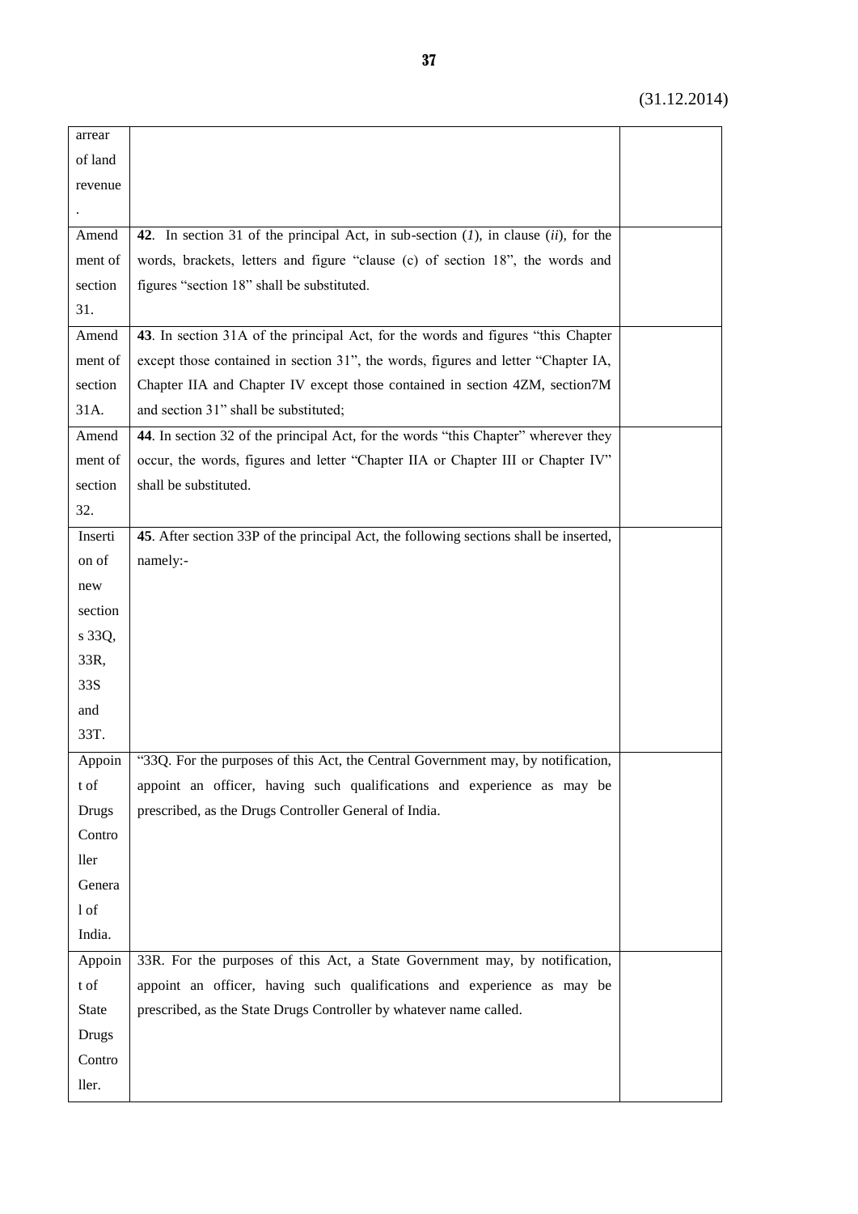| | | |
|---|---|---|
| arrear of land revenue. | | |
| Amendment of section 31. | **42**. In section 31 of the principal Act, in sub-section (*1*), in clause (*ii*), for the words, brackets, letters and figure "clause (c) of section 18", the words and figures "section 18" shall be substituted. | |
| Amendment of section 31A. | **43**. In section 31A of the principal Act, for the words and figures "this Chapter except those contained in section 31", the words, figures and letter "Chapter IA, Chapter IIA and Chapter IV except those contained in section 4ZM, section7M and section 31" shall be substituted; | |
| Amendment of section 32. | **44**. In section 32 of the principal Act, for the words "this Chapter" wherever they occur, the words, figures and letter "Chapter IIA or Chapter III or Chapter IV" shall be substituted. | |
| Insertion of new sections 33Q, 33R, 33S and 33T. | **45**. After section 33P of the principal Act, the following sections shall be inserted, namely:- | |
| Appoint of Drugs Controller General of India. | "33Q. For the purposes of this Act, the Central Government may, by notification, appoint an officer, having such qualifications and experience as may be prescribed, as the Drugs Controller General of India. | |
| Appoint of State Drugs Controller. | 33R. For the purposes of this Act, a State Government may, by notification, appoint an officer, having such qualifications and experience as may be prescribed, as the State Drugs Controller by whatever name called. | |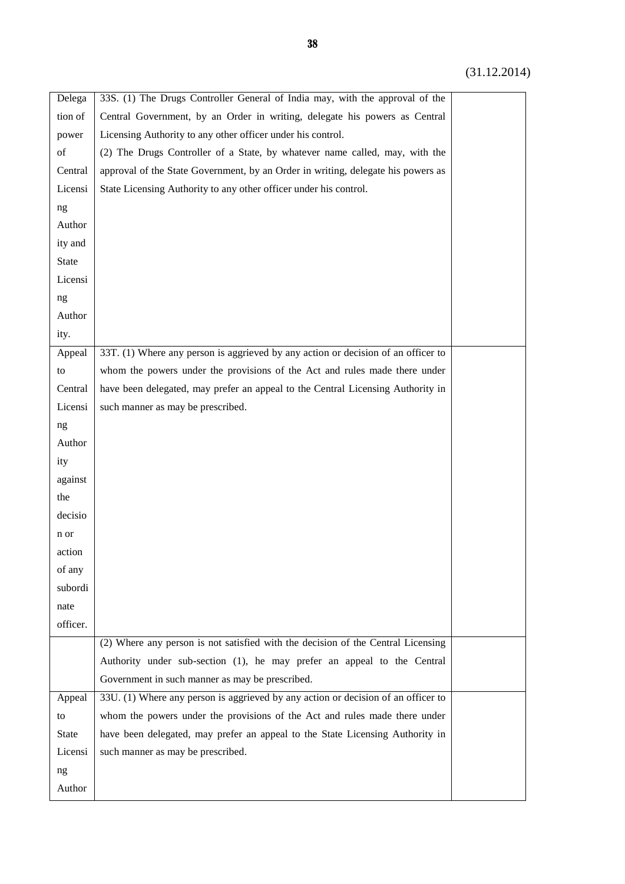(31.12.2014)

| | | |
|---|---|---|
| Delegation of power of Central Licensing Authority and State Licensing Authority. | 33S. (1) The Drugs Controller General of India may, with the approval of the Central Government, by an Order in writing, delegate his powers as Central Licensing Authority to any other officer under his control.<br>(2) The Drugs Controller of a State, by whatever name called, may, with the approval of the State Government, by an Order in writing, delegate his powers as State Licensing Authority to any other officer under his control. | |
| Appeal to Central Licensing Authority against the decision or action of any subordinate officer. | 33T. (1) Where any person is aggrieved by any action or decision of an officer to whom the powers under the provisions of the Act and rules made there under have been delegated, may prefer an appeal to the Central Licensing Authority in such manner as may be prescribed. | |
| | (2) Where any person is not satisfied with the decision of the Central Licensing Authority under sub-section (1), he may prefer an appeal to the Central Government in such manner as may be prescribed. | |
| Appeal to State Licensing Author | 33U. (1) Where any person is aggrieved by any action or decision of an officer to whom the powers under the provisions of the Act and rules made there under have been delegated, may prefer an appeal to the State Licensing Authority in such manner as may be prescribed. | |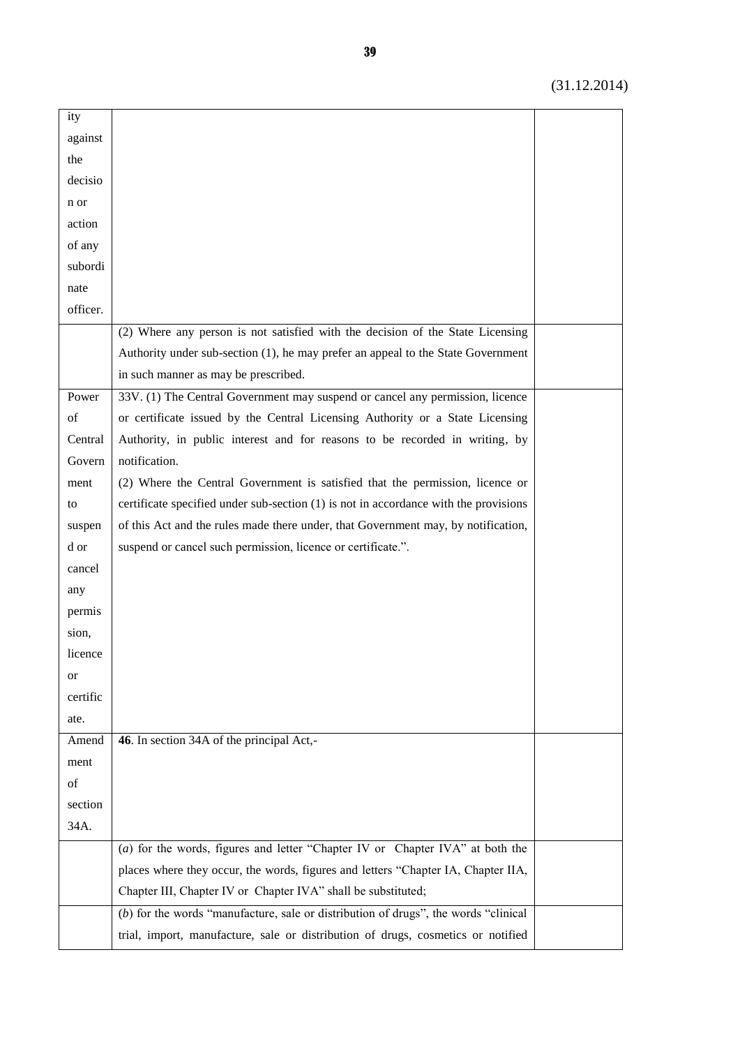(31.12.2014)

| | | |
|---|---|---|
| ity against the decision or action of any subordinate officer. | | |
| | (2) Where any person is not satisfied with the decision of the State Licensing Authority under sub-section (1), he may prefer an appeal to the State Government in such manner as may be prescribed. | |
| Power of Central Government to suspend or cancel any permission, licence or certificate. | 33V. (1) The Central Government may suspend or cancel any permission, licence or certificate issued by the Central Licensing Authority or a State Licensing Authority, in public interest and for reasons to be recorded in writing, by notification.<br>(2) Where the Central Government is satisfied that the permission, licence or certificate specified under sub-section (1) is not in accordance with the provisions of this Act and the rules made there under, that Government may, by notification, suspend or cancel such permission, licence or certificate.". | |
| Amendment of section 34A. | **46**. In section 34A of the principal Act,- | |
| | (*a*) for the words, figures and letter "Chapter IV or Chapter IVA" at both the places where they occur, the words, figures and letters "Chapter IA, Chapter IIA, Chapter III, Chapter IV or Chapter IVA" shall be substituted; | |
| | (*b*) for the words "manufacture, sale or distribution of drugs", the words "clinical trial, import, manufacture, sale or distribution of drugs, cosmetics or notified | |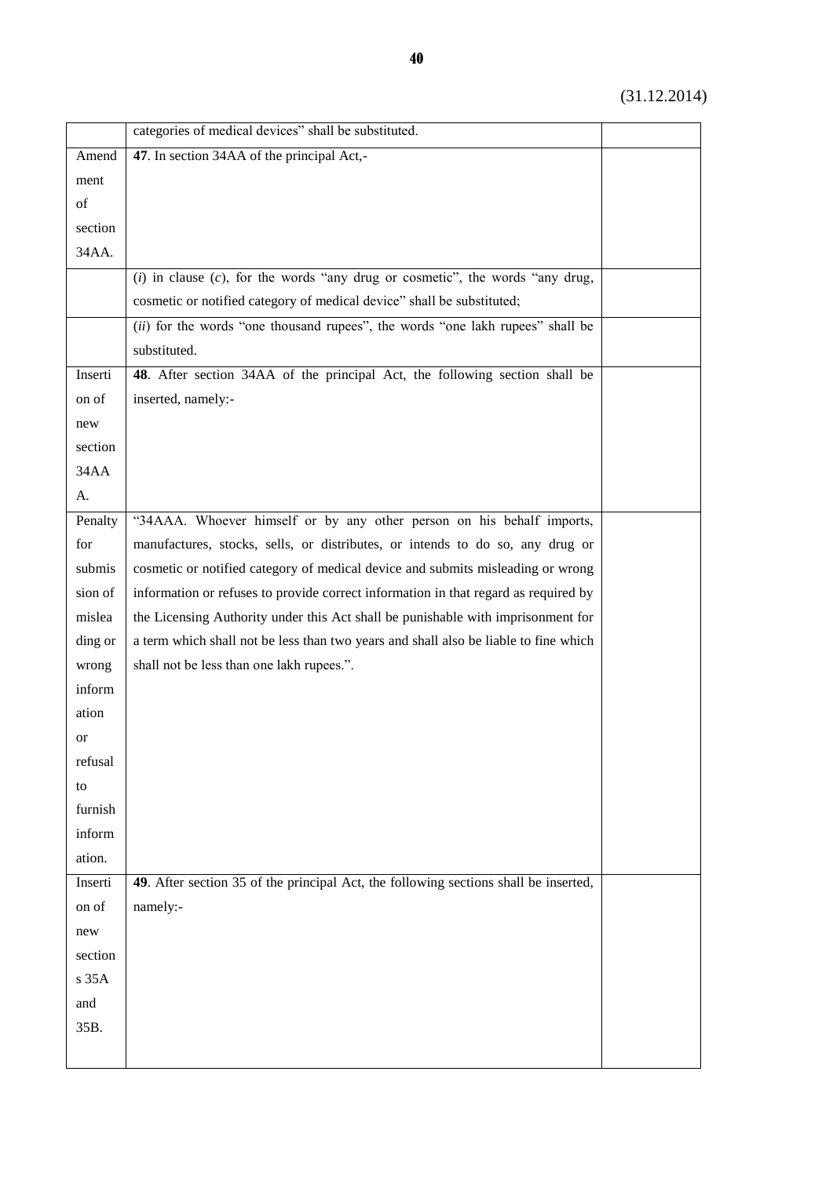(31.12.2014)

| | | |
|---|---|---|
| | categories of medical devices" shall be substituted. | |
| Amendment of section 34AA. | **47**. In section 34AA of the principal Act,- | |
| | (*i*) in clause (*c*), for the words "any drug or cosmetic", the words "any drug, cosmetic or notified category of medical device" shall be substituted; | |
| | (*ii*) for the words "one thousand rupees", the words "one lakh rupees" shall be substituted. | |
| Insertion of new section 34AAA. | **48**. After section 34AA of the principal Act, the following section shall be inserted, namely:- | |
| Penalty for submission of misleading or wrong information or refusal to furnish information. | "34AAA. Whoever himself or by any other person on his behalf imports, manufactures, stocks, sells, or distributes, or intends to do so, any drug or cosmetic or notified category of medical device and submits misleading or wrong information or refuses to provide correct information in that regard as required by the Licensing Authority under this Act shall be punishable with imprisonment for a term which shall not be less than two years and shall also be liable to fine which shall not be less than one lakh rupees.". | |
| Insertion of new sections 35A and 35B. | **49**. After section 35 of the principal Act, the following sections shall be inserted, namely:- | |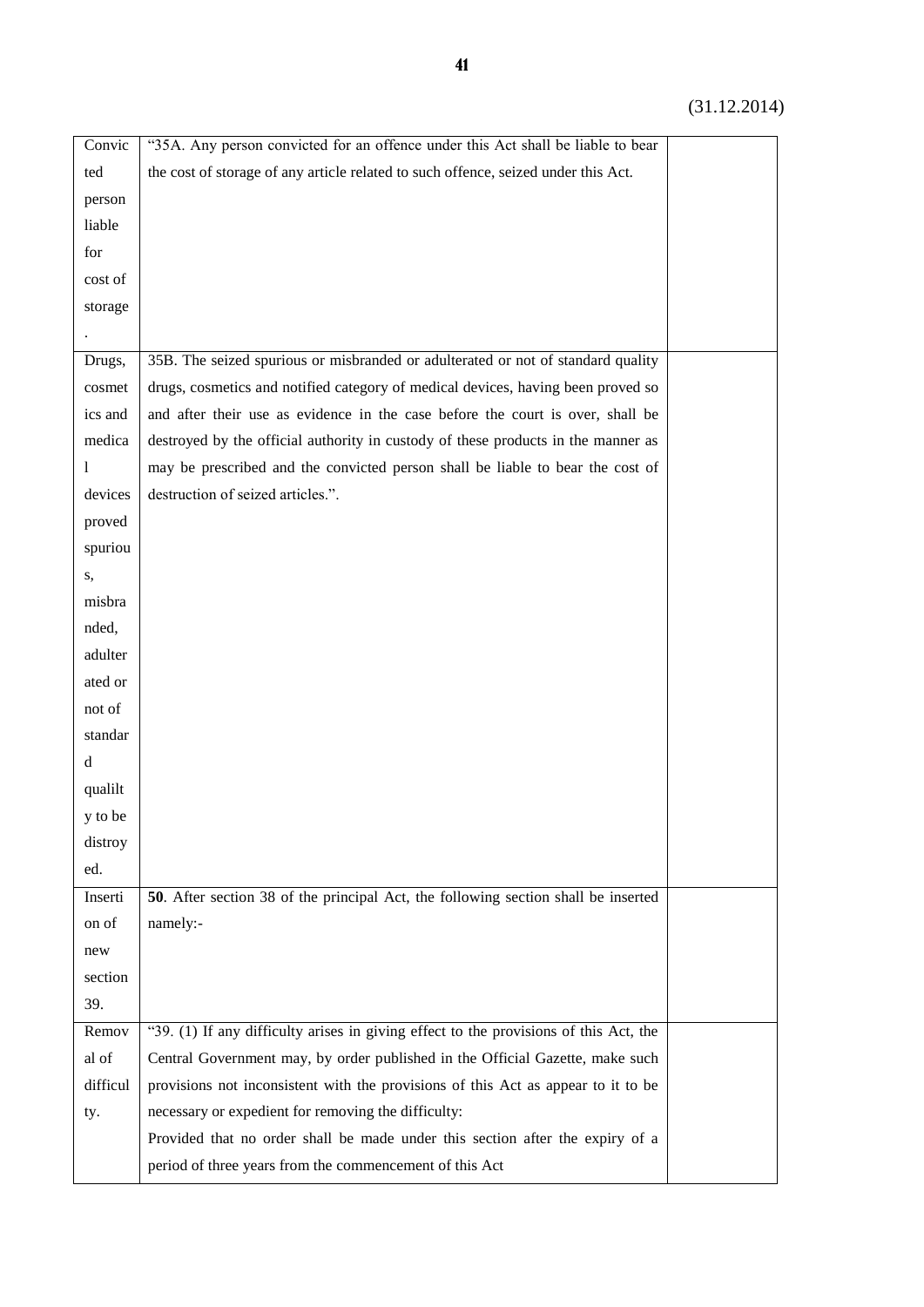(31.12.2014)

| | | |
|---|---|---|
| Convicted person liable for cost of storage. | "35A. Any person convicted for an offence under this Act shall be liable to bear the cost of storage of any article related to such offence, seized under this Act. | |
| Drugs, cosmetics and medical devices proved spurious, misbranded, adulterated or not of standard qualilty to be distroyed. | 35B. The seized spurious or misbranded or adulterated or not of standard quality drugs, cosmetics and notified category of medical devices, having been proved so and after their use as evidence in the case before the court is over, shall be destroyed by the official authority in custody of these products in the manner as may be prescribed and the convicted person shall be liable to bear the cost of destruction of seized articles.". | |
| Insertion of new section 39. | **50**. After section 38 of the principal Act, the following section shall be inserted namely:- | |
| Removal of difficulty. | "39. (1) If any difficulty arises in giving effect to the provisions of this Act, the Central Government may, by order published in the Official Gazette, make such provisions not inconsistent with the provisions of this Act as appear to it to be necessary or expedient for removing the difficulty:<br>Provided that no order shall be made under this section after the expiry of a period of three years from the commencement of this Act | |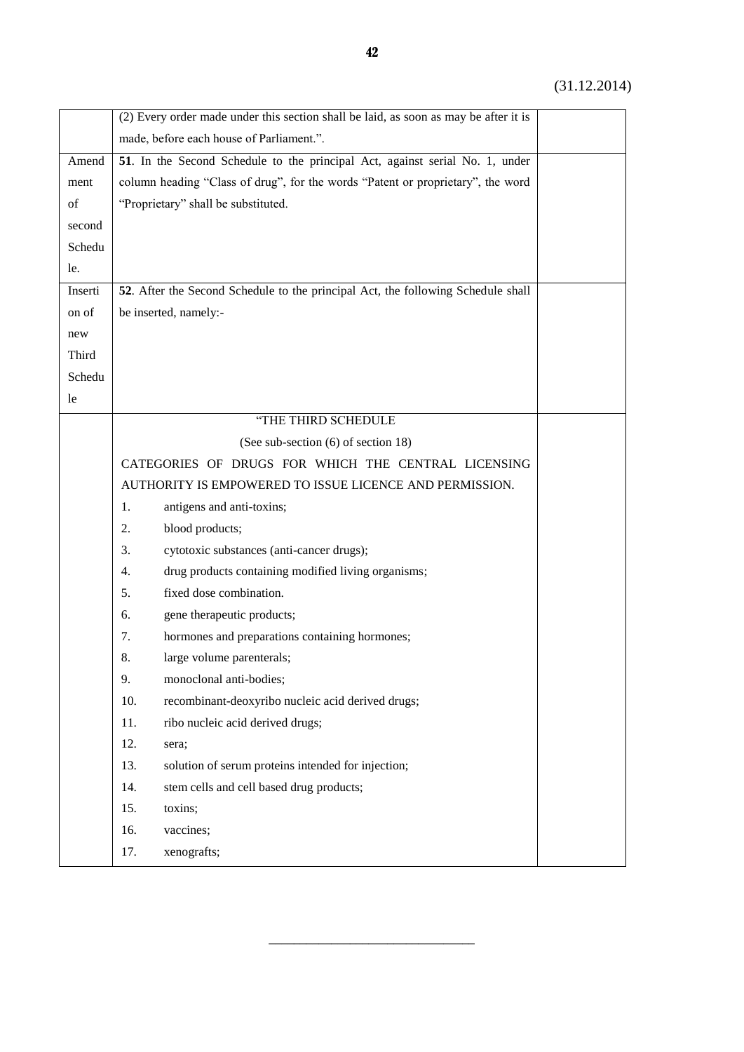(31.12.2014)

| | | |
|---|---|---|
| | (2) Every order made under this section shall be laid, as soon as may be after it is made, before each house of Parliament.". | |
| Amendment of second Schedule. | **51**. In the Second Schedule to the principal Act, against serial No. 1, under column heading "Class of drug", for the words "Patent or proprietary", the word "Proprietary" shall be substituted. | |
| Insertion of new Third Schedule | **52**. After the Second Schedule to the principal Act, the following Schedule shall be inserted, namely:- | |
| | "THE THIRD SCHEDULE<br>(See sub-section (6) of section 18)<br>CATEGORIES OF DRUGS FOR WHICH THE CENTRAL LICENSING AUTHORITY IS EMPOWERED TO ISSUE LICENCE AND PERMISSION.<br>1. antigens and anti-toxins;<br>2. blood products;<br>3. cytotoxic substances (anti-cancer drugs);<br>4. drug products containing modified living organisms;<br>5. fixed dose combination.<br>6. gene therapeutic products;<br>7. hormones and preparations containing hormones;<br>8. large volume parenterals;<br>9. monoclonal anti-bodies;<br>10. recombinant-deoxyribo nucleic acid derived drugs;<br>11. ribo nucleic acid derived drugs;<br>12. sera;<br>13. solution of serum proteins intended for injection;<br>14. stem cells and cell based drug products;<br>15. toxins;<br>16. vaccines;<br>17. xenografts; | |